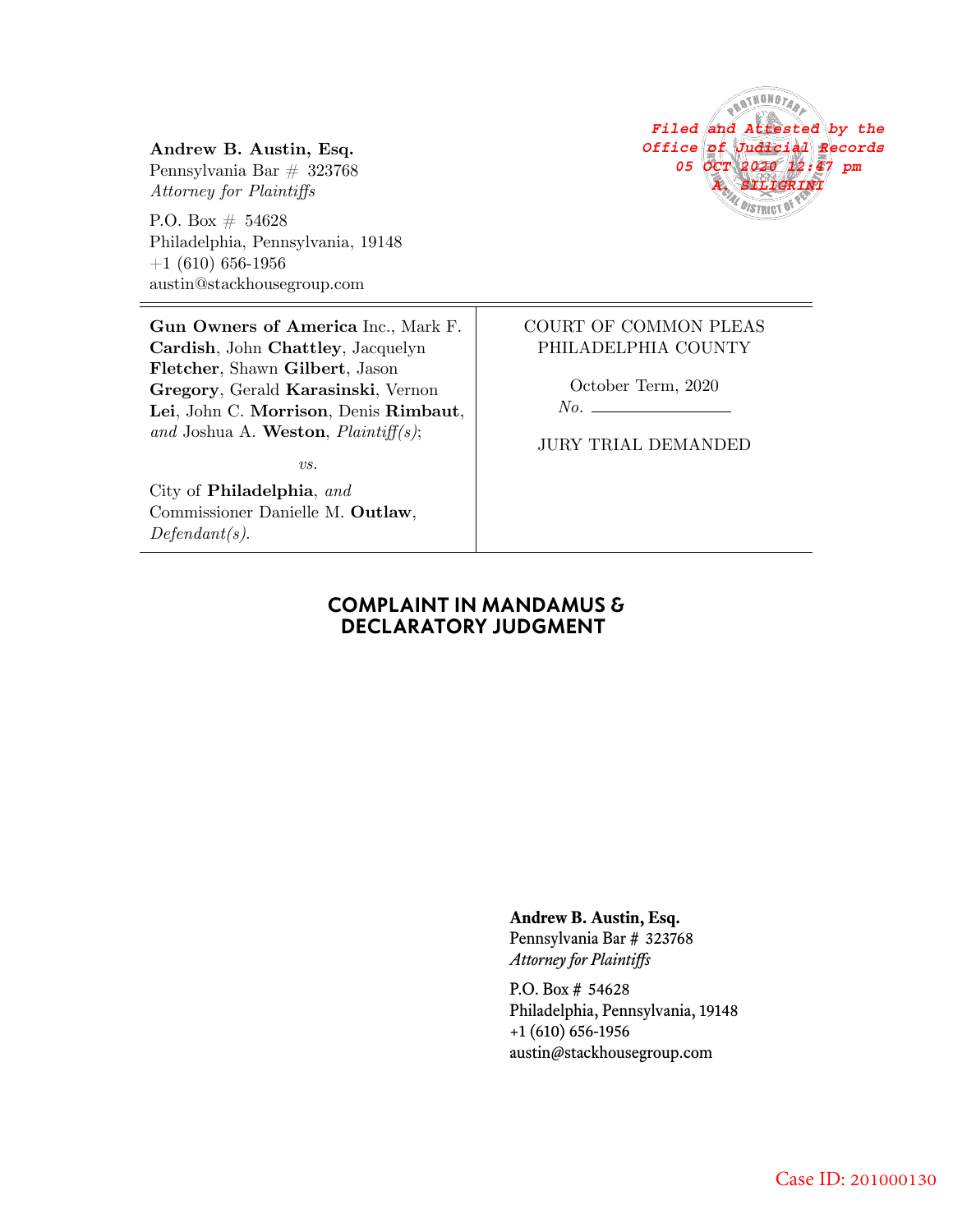**Andrew B. Austin, Esq.**
Pennsylvania Bar # 323768
*Attorney for Plaintiffs*

P.O. Box # 54628
Philadelphia, Pennsylvania, 19148
+1 (610) 656-1956
austin@stackhousegroup.com

*Filed and Attested by the Office of Judicial Records 05 OCT 2020 12:47 pm A. SILIGRINI*

| | |
|---|---|
| **Gun Owners of America** Inc., Mark F. **Cardish**, John **Chattley**, Jacquelyn **Fletcher**, Shawn **Gilbert**, Jason **Gregory**, Gerald **Karasinski**, Vernon **Lei**, John C. **Morrison**, Denis **Rimbaut**, *and* Joshua A. **Weston**, *Plaintiff(s)*; | COURT OF COMMON PLEAS PHILADELPHIA COUNTY |
| *vs.* | October Term, 2020 *No.* ________ |
| City of **Philadelphia**, *and* Commissioner Danielle M. **Outlaw**, *Defendant(s).* | JURY TRIAL DEMANDED |

# COMPLAINT IN MANDAMUS & DECLARATORY JUDGMENT

**Andrew B. Austin, Esq.**
Pennsylvania Bar # 323768
*Attorney for Plaintiffs*

P.O. Box # 54628
Philadelphia, Pennsylvania, 19148
+1 (610) 656-1956
austin@stackhousegroup.com

Case ID: 201000130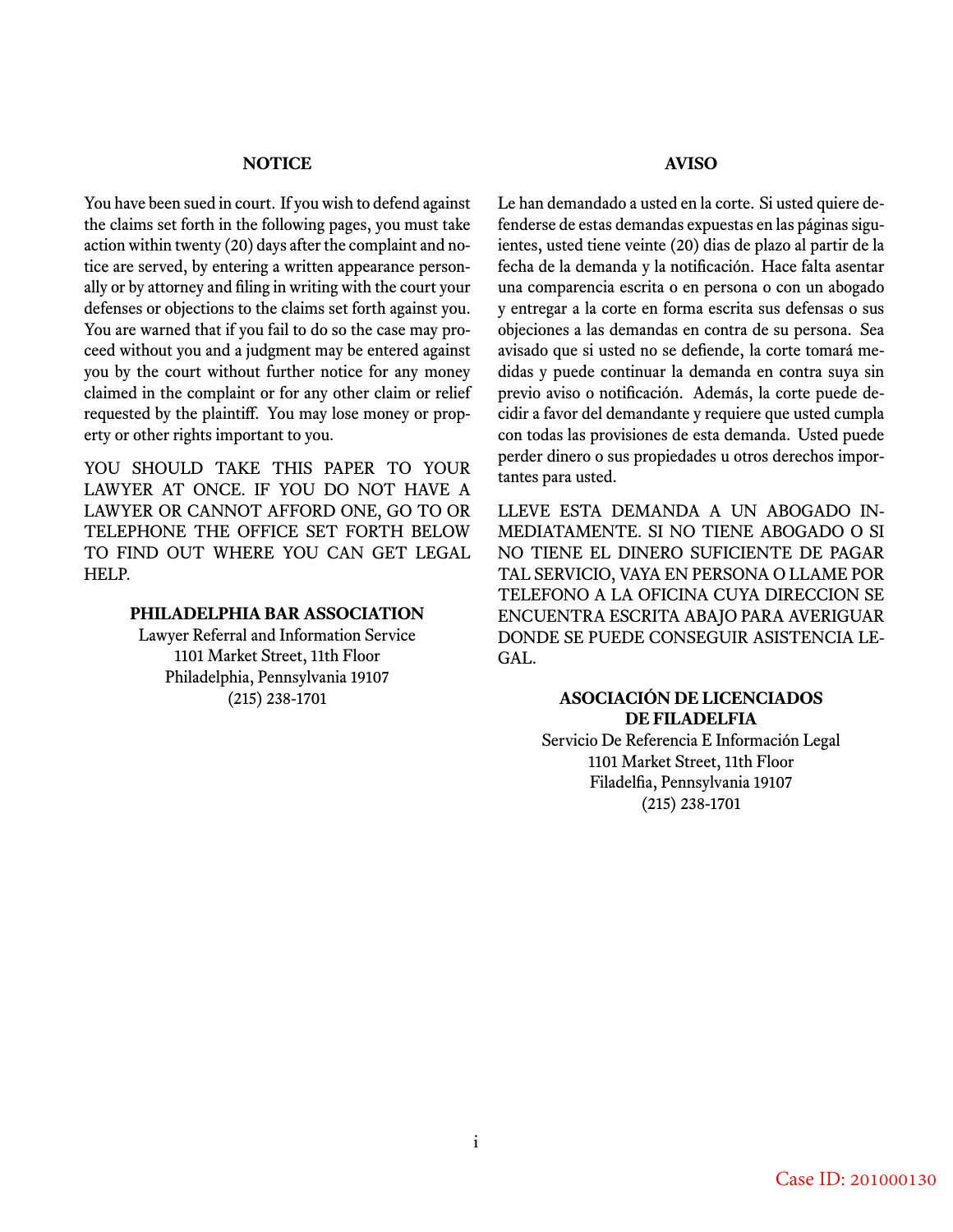## NOTICE

You have been sued in court. If you wish to defend against the claims set forth in the following pages, you must take action within twenty (20) days after the complaint and notice are served, by entering a written appearance personally or by attorney and filing in writing with the court your defenses or objections to the claims set forth against you. You are warned that if you fail to do so the case may proceed without you and a judgment may be entered against you by the court without further notice for any money claimed in the complaint or for any other claim or relief requested by the plaintiff. You may lose money or property or other rights important to you.

YOU SHOULD TAKE THIS PAPER TO YOUR LAWYER AT ONCE. IF YOU DO NOT HAVE A LAWYER OR CANNOT AFFORD ONE, GO TO OR TELEPHONE THE OFFICE SET FORTH BELOW TO FIND OUT WHERE YOU CAN GET LEGAL HELP.

**PHILADELPHIA BAR ASSOCIATION**
Lawyer Referral and Information Service
1101 Market Street, 11th Floor
Philadelphia, Pennsylvania 19107
(215) 238-1701

## AVISO

Le han demandado a usted en la corte. Si usted quiere defenderse de estas demandas expuestas en las páginas siguientes, usted tiene veinte (20) dias de plazo al partir de la fecha de la demanda y la notificación. Hace falta asentar una comparencia escrita o en persona o con un abogado y entregar a la corte en forma escrita sus defensas o sus objeciones a las demandas en contra de su persona. Sea avisado que si usted no se defiende, la corte tomará medidas y puede continuar la demanda en contra suya sin previo aviso o notificación. Además, la corte puede decidir a favor del demandante y requiere que usted cumpla con todas las provisiones de esta demanda. Usted puede perder dinero o sus propiedades u otros derechos importantes para usted.

LLEVE ESTA DEMANDA A UN ABOGADO INMEDIATAMENTE. SI NO TIENE ABOGADO O SI NO TIENE EL DINERO SUFICIENTE DE PAGAR TAL SERVICIO, VAYA EN PERSONA O LLAME POR TELEFONO A LA OFICINA CUYA DIRECCION SE ENCUENTRA ESCRITA ABAJO PARA AVERIGUAR DONDE SE PUEDE CONSEGUIR ASISTENCIA LEGAL.

**ASOCIACIÓN DE LICENCIADOS DE FILADELFIA**
Servicio De Referencia E Información Legal
1101 Market Street, 11th Floor
Filadelfia, Pennsylvania 19107
(215) 238-1701

Case ID: 201000130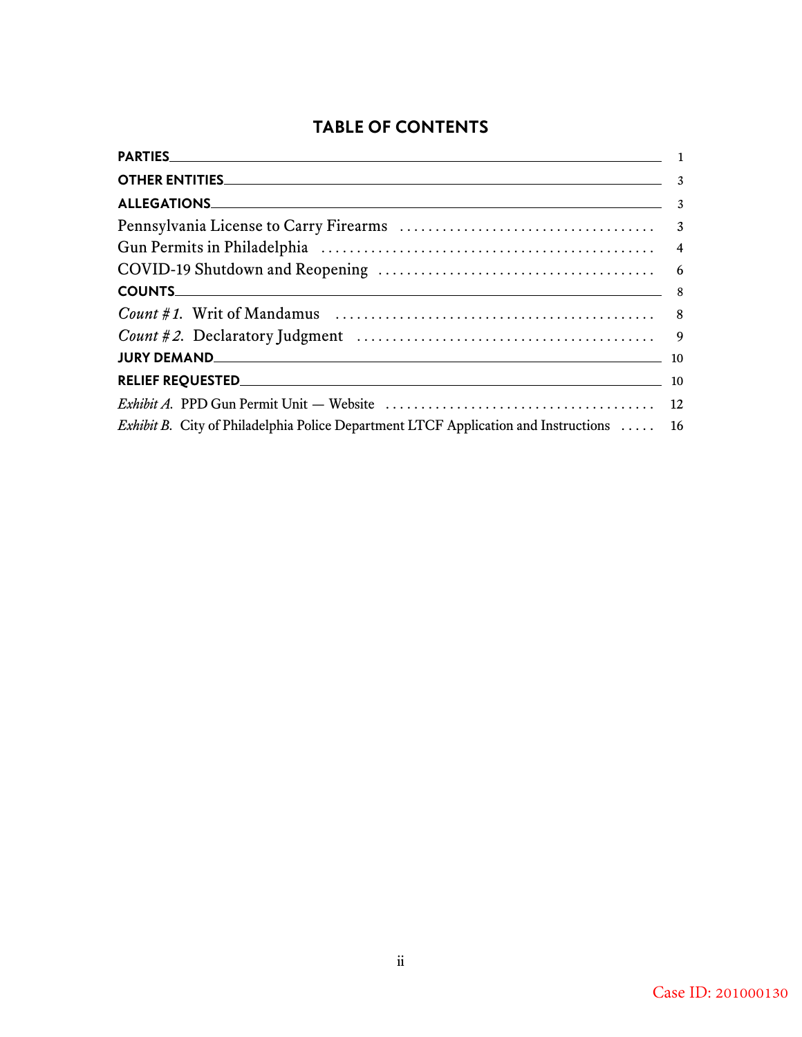## TABLE OF CONTENTS

| | |
|---|---|
| **PARTIES** | 1 |
| **OTHER ENTITIES** | 3 |
| **ALLEGATIONS** | 3 |
| Pennsylvania License to Carry Firearms | 3 |
| Gun Permits in Philadelphia | 4 |
| COVID-19 Shutdown and Reopening | 6 |
| **COUNTS** | 8 |
| *Count #1.* Writ of Mandamus | 8 |
| *Count #2.* Declaratory Judgment | 9 |
| **JURY DEMAND** | 10 |
| **RELIEF REQUESTED** | 10 |
| *Exhibit A.* PPD Gun Permit Unit — Website | 12 |
| *Exhibit B.* City of Philadelphia Police Department LTCF Application and Instructions | 16 |

Case ID: 201000130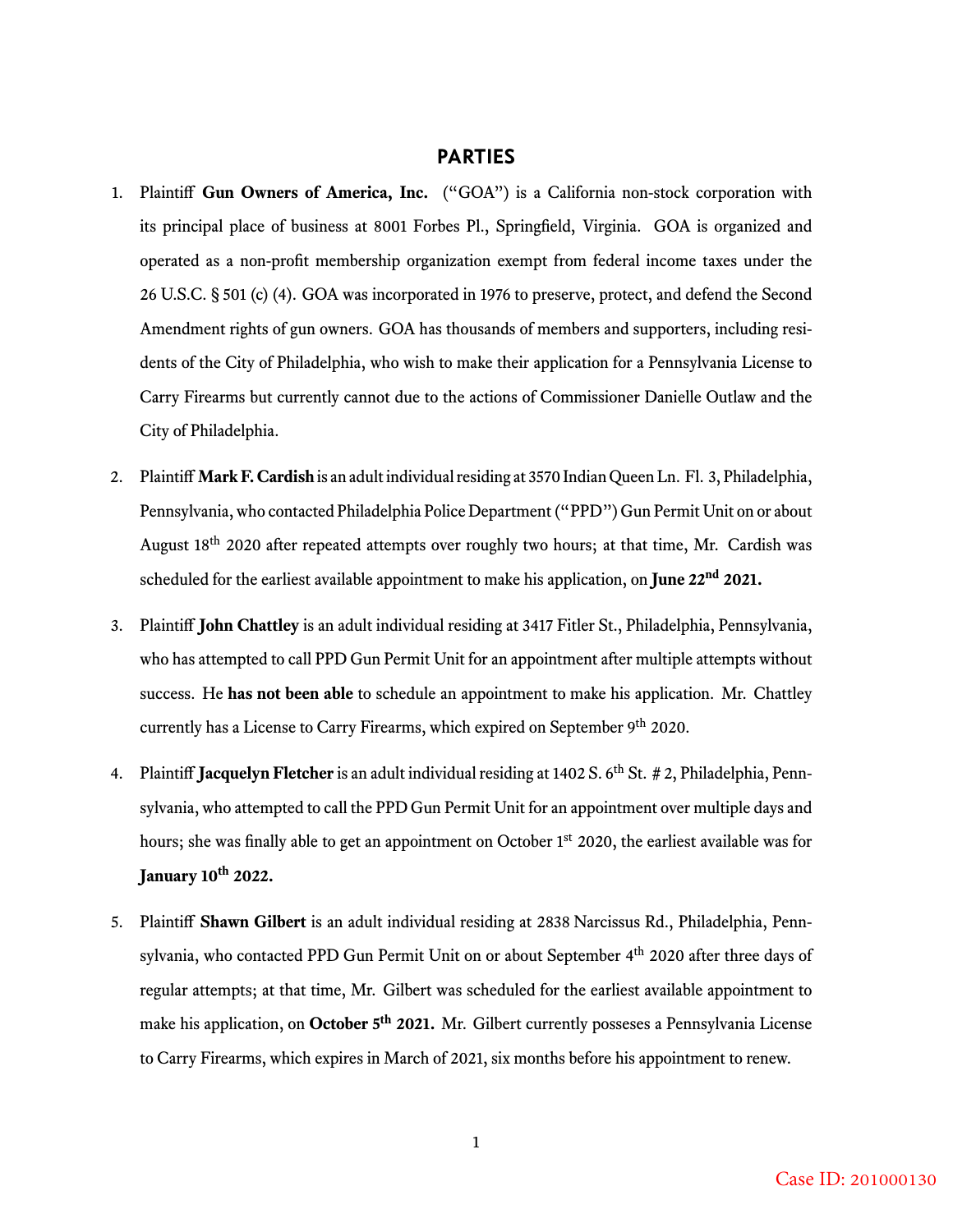## PARTIES

1. Plaintiff **Gun Owners of America, Inc.** ("GOA") is a California non-stock corporation with its principal place of business at 8001 Forbes Pl., Springfield, Virginia. GOA is organized and operated as a non-profit membership organization exempt from federal income taxes under the 26 U.S.C. § 501 (c) (4). GOA was incorporated in 1976 to preserve, protect, and defend the Second Amendment rights of gun owners. GOA has thousands of members and supporters, including residents of the City of Philadelphia, who wish to make their application for a Pennsylvania License to Carry Firearms but currently cannot due to the actions of Commissioner Danielle Outlaw and the City of Philadelphia.

2. Plaintiff **Mark F. Cardish** is an adult individual residing at 3570 Indian Queen Ln. Fl. 3, Philadelphia, Pennsylvania, who contacted Philadelphia Police Department ("PPD") Gun Permit Unit on or about August 18th 2020 after repeated attempts over roughly two hours; at that time, Mr. Cardish was scheduled for the earliest available appointment to make his application, on **June 22nd 2021.**

3. Plaintiff **John Chattley** is an adult individual residing at 3417 Fitler St., Philadelphia, Pennsylvania, who has attempted to call PPD Gun Permit Unit for an appointment after multiple attempts without success. He **has not been able** to schedule an appointment to make his application. Mr. Chattley currently has a License to Carry Firearms, which expired on September 9th 2020.

4. Plaintiff **Jacquelyn Fletcher** is an adult individual residing at 1402 S. 6th St. # 2, Philadelphia, Pennsylvania, who attempted to call the PPD Gun Permit Unit for an appointment over multiple days and hours; she was finally able to get an appointment on October 1st 2020, the earliest available was for **January 10th 2022.**

5. Plaintiff **Shawn Gilbert** is an adult individual residing at 2838 Narcissus Rd., Philadelphia, Pennsylvania, who contacted PPD Gun Permit Unit on or about September 4th 2020 after three days of regular attempts; at that time, Mr. Gilbert was scheduled for the earliest available appointment to make his application, on **October 5th 2021.** Mr. Gilbert currently possesses a Pennsylvania License to Carry Firearms, which expires in March of 2021, six months before his appointment to renew.

Case ID: 201000130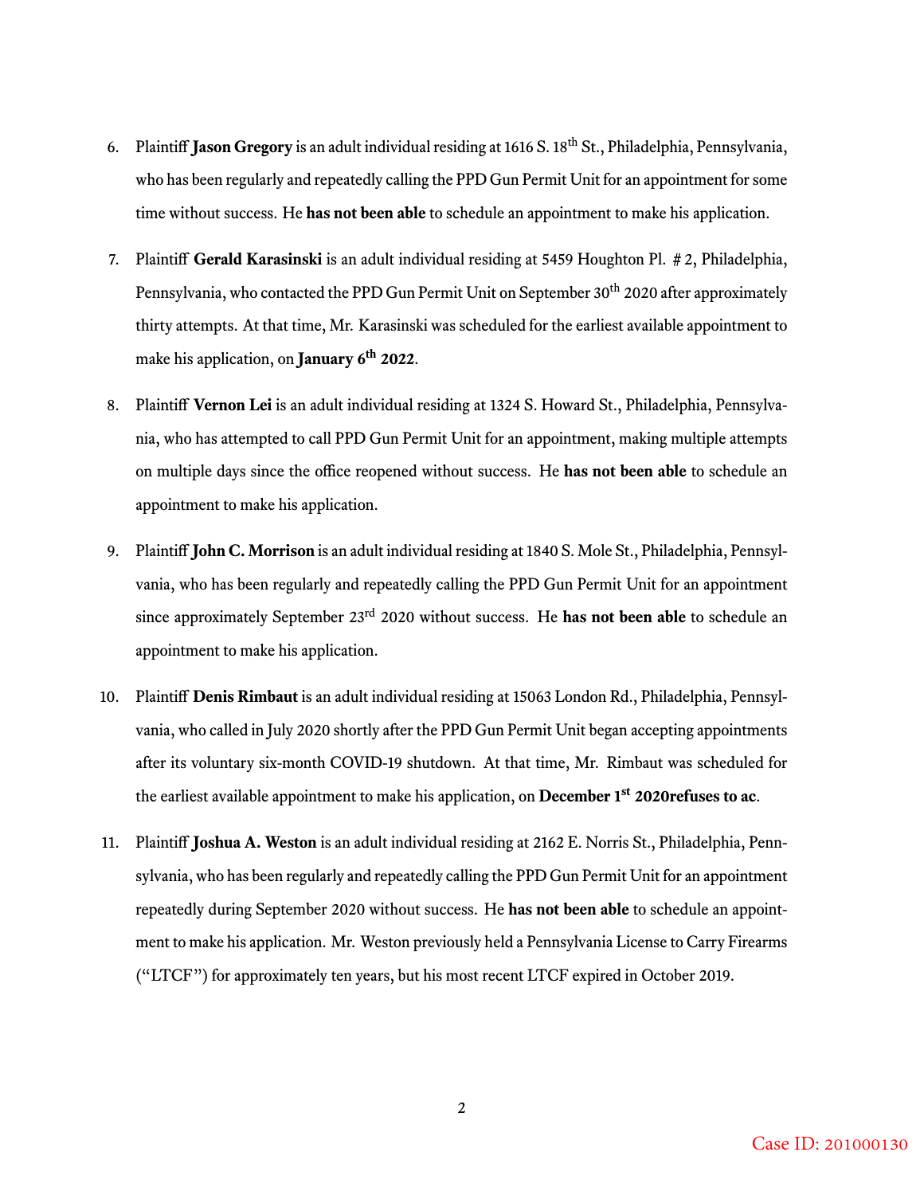6. Plaintiff **Jason Gregory** is an adult individual residing at 1616 S. 18th St., Philadelphia, Pennsylvania, who has been regularly and repeatedly calling the PPD Gun Permit Unit for an appointment for some time without success. He **has not been able** to schedule an appointment to make his application.

7. Plaintiff **Gerald Karasinski** is an adult individual residing at 5459 Houghton Pl. # 2, Philadelphia, Pennsylvania, who contacted the PPD Gun Permit Unit on September 30th 2020 after approximately thirty attempts. At that time, Mr. Karasinski was scheduled for the earliest available appointment to make his application, on **January 6th 2022**.

8. Plaintiff **Vernon Lei** is an adult individual residing at 1324 S. Howard St., Philadelphia, Pennsylvania, who has attempted to call PPD Gun Permit Unit for an appointment, making multiple attempts on multiple days since the office reopened without success. He **has not been able** to schedule an appointment to make his application.

9. Plaintiff **John C. Morrison** is an adult individual residing at 1840 S. Mole St., Philadelphia, Pennsylvania, who has been regularly and repeatedly calling the PPD Gun Permit Unit for an appointment since approximately September 23rd 2020 without success. He **has not been able** to schedule an appointment to make his application.

10. Plaintiff **Denis Rimbaut** is an adult individual residing at 15063 London Rd., Philadelphia, Pennsylvania, who called in July 2020 shortly after the PPD Gun Permit Unit began accepting appointments after its voluntary six-month COVID-19 shutdown. At that time, Mr. Rimbaut was scheduled for the earliest available appointment to make his application, on **December 1st 2020refuses to ac**.

11. Plaintiff **Joshua A. Weston** is an adult individual residing at 2162 E. Norris St., Philadelphia, Pennsylvania, who has been regularly and repeatedly calling the PPD Gun Permit Unit for an appointment repeatedly during September 2020 without success. He **has not been able** to schedule an appointment to make his application. Mr. Weston previously held a Pennsylvania License to Carry Firearms ("LTCF") for approximately ten years, but his most recent LTCF expired in October 2019.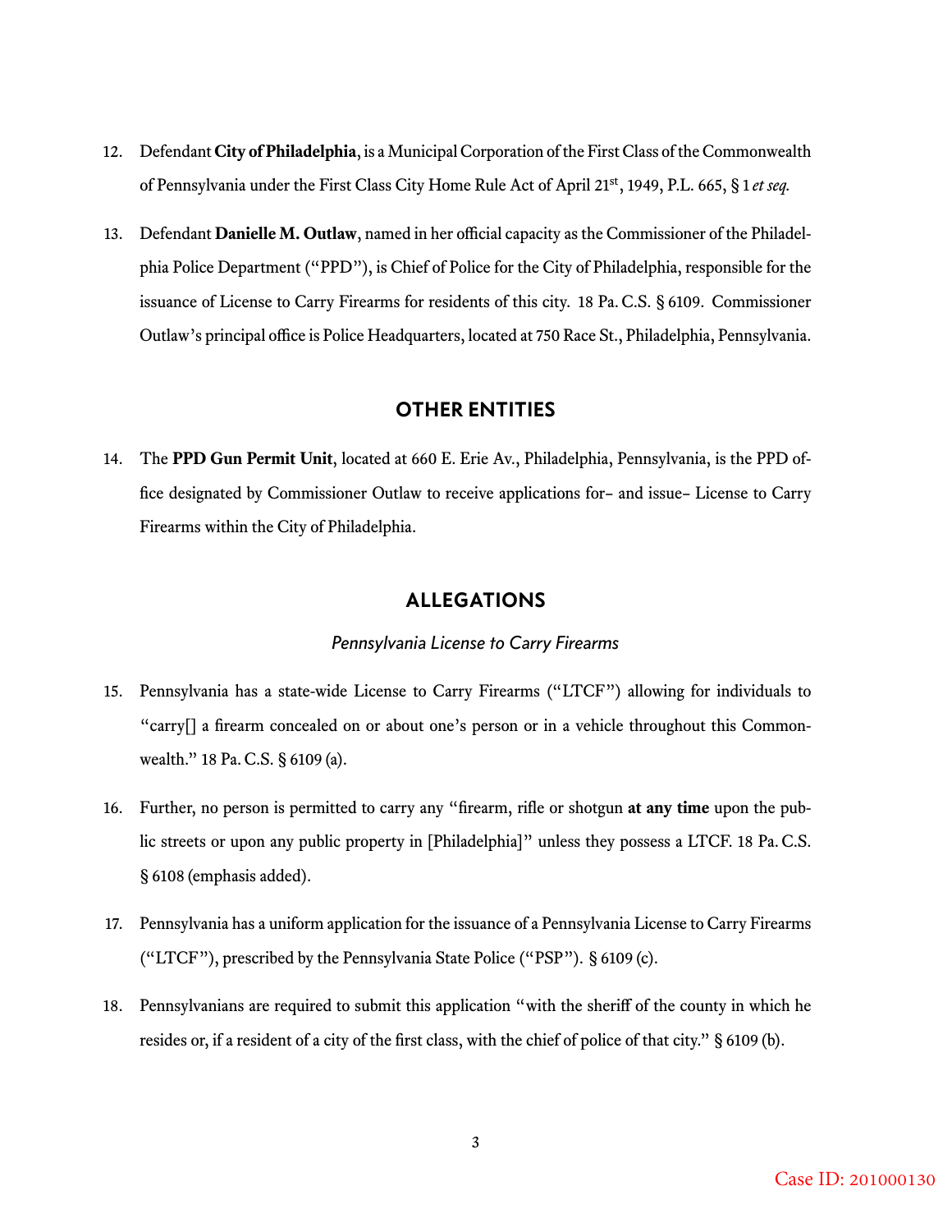12. Defendant **City of Philadelphia**, is a Municipal Corporation of the First Class of the Commonwealth of Pennsylvania under the First Class City Home Rule Act of April 21st, 1949, P.L. 665, § 1 *et seq.*

13. Defendant **Danielle M. Outlaw**, named in her official capacity as the Commissioner of the Philadelphia Police Department ("PPD"), is Chief of Police for the City of Philadelphia, responsible for the issuance of License to Carry Firearms for residents of this city. 18 Pa. C.S. § 6109. Commissioner Outlaw's principal office is Police Headquarters, located at 750 Race St., Philadelphia, Pennsylvania.

## OTHER ENTITIES

14. The **PPD Gun Permit Unit**, located at 660 E. Erie Av., Philadelphia, Pennsylvania, is the PPD office designated by Commissioner Outlaw to receive applications for– and issue– License to Carry Firearms within the City of Philadelphia.

## ALLEGATIONS

### *Pennsylvania License to Carry Firearms*

15. Pennsylvania has a state-wide License to Carry Firearms ("LTCF") allowing for individuals to "carry[] a firearm concealed on or about one's person or in a vehicle throughout this Commonwealth." 18 Pa. C.S. § 6109 (a).

16. Further, no person is permitted to carry any "firearm, rifle or shotgun **at any time** upon the public streets or upon any public property in [Philadelphia]" unless they possess a LTCF. 18 Pa. C.S. § 6108 (emphasis added).

17. Pennsylvania has a uniform application for the issuance of a Pennsylvania License to Carry Firearms ("LTCF"), prescribed by the Pennsylvania State Police ("PSP"). § 6109 (c).

18. Pennsylvanians are required to submit this application "with the sheriff of the county in which he resides or, if a resident of a city of the first class, with the chief of police of that city." § 6109 (b).

Case ID: 201000130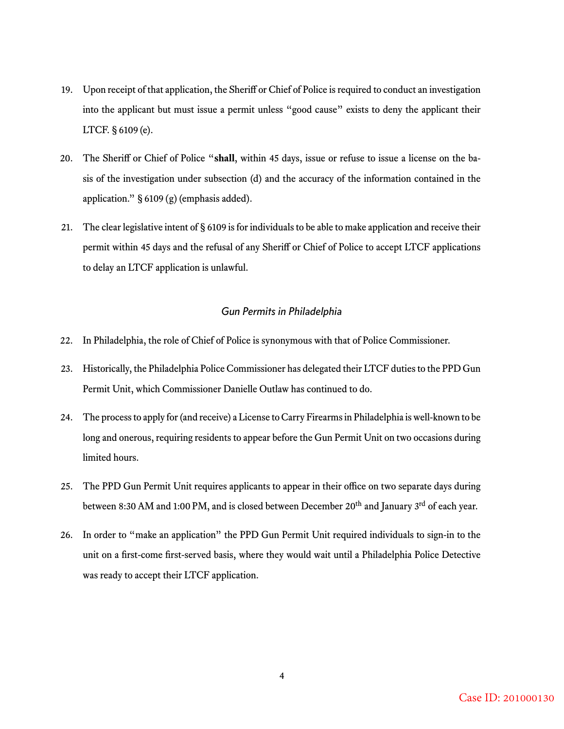19. Upon receipt of that application, the Sheriff or Chief of Police is required to conduct an investigation into the applicant but must issue a permit unless "good cause" exists to deny the applicant their LTCF. § 6109 (e).

20. The Sheriff or Chief of Police "**shall**, within 45 days, issue or refuse to issue a license on the basis of the investigation under subsection (d) and the accuracy of the information contained in the application." § 6109 (g) (emphasis added).

21. The clear legislative intent of § 6109 is for individuals to be able to make application and receive their permit within 45 days and the refusal of any Sheriff or Chief of Police to accept LTCF applications to delay an LTCF application is unlawful.

*Gun Permits in Philadelphia*

22. In Philadelphia, the role of Chief of Police is synonymous with that of Police Commissioner.

23. Historically, the Philadelphia Police Commissioner has delegated their LTCF duties to the PPD Gun Permit Unit, which Commissioner Danielle Outlaw has continued to do.

24. The process to apply for (and receive) a License to Carry Firearms in Philadelphia is well-known to be long and onerous, requiring residents to appear before the Gun Permit Unit on two occasions during limited hours.

25. The PPD Gun Permit Unit requires applicants to appear in their office on two separate days during between 8:30 AM and 1:00 PM, and is closed between December 20th and January 3rd of each year.

26. In order to "make an application" the PPD Gun Permit Unit required individuals to sign-in to the unit on a first-come first-served basis, where they would wait until a Philadelphia Police Detective was ready to accept their LTCF application.

Case ID: 201000130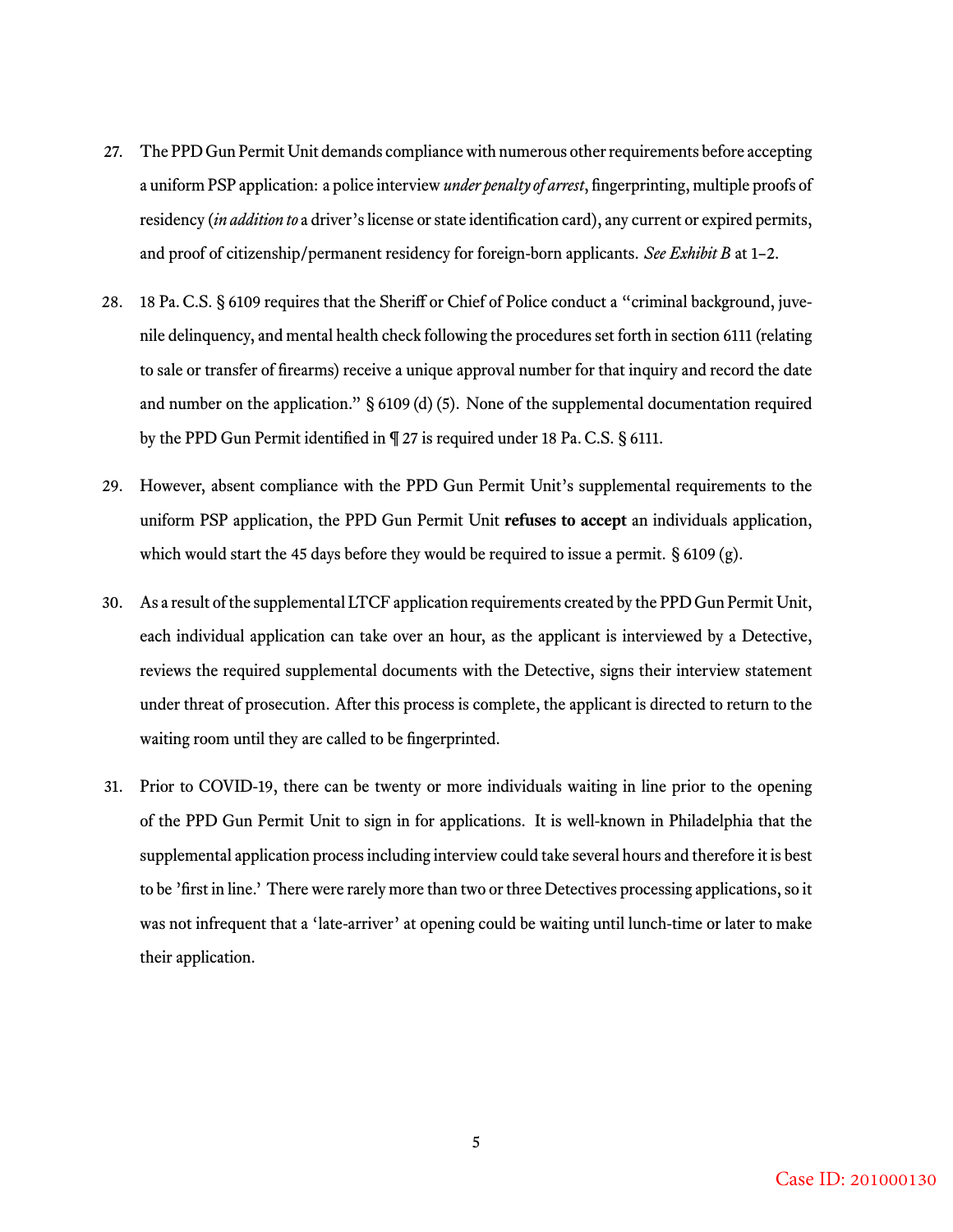27. The PPD Gun Permit Unit demands compliance with numerous other requirements before accepting a uniform PSP application: a police interview *under penalty of arrest*, fingerprinting, multiple proofs of residency (*in addition to* a driver's license or state identification card), any current or expired permits, and proof of citizenship/permanent residency for foreign-born applicants. *See Exhibit B* at 1–2.

28. 18 Pa. C.S. § 6109 requires that the Sheriff or Chief of Police conduct a "criminal background, juvenile delinquency, and mental health check following the procedures set forth in section 6111 (relating to sale or transfer of firearms) receive a unique approval number for that inquiry and record the date and number on the application." § 6109 (d) (5). None of the supplemental documentation required by the PPD Gun Permit identified in ¶ 27 is required under 18 Pa. C.S. § 6111.

29. However, absent compliance with the PPD Gun Permit Unit's supplemental requirements to the uniform PSP application, the PPD Gun Permit Unit **refuses to accept** an individuals application, which would start the 45 days before they would be required to issue a permit. § 6109 (g).

30. As a result of the supplemental LTCF application requirements created by the PPD Gun Permit Unit, each individual application can take over an hour, as the applicant is interviewed by a Detective, reviews the required supplemental documents with the Detective, signs their interview statement under threat of prosecution. After this process is complete, the applicant is directed to return to the waiting room until they are called to be fingerprinted.

31. Prior to COVID-19, there can be twenty or more individuals waiting in line prior to the opening of the PPD Gun Permit Unit to sign in for applications. It is well-known in Philadelphia that the supplemental application process including interview could take several hours and therefore it is best to be 'first in line.' There were rarely more than two or three Detectives processing applications, so it was not infrequent that a 'late-arriver' at opening could be waiting until lunch-time or later to make their application.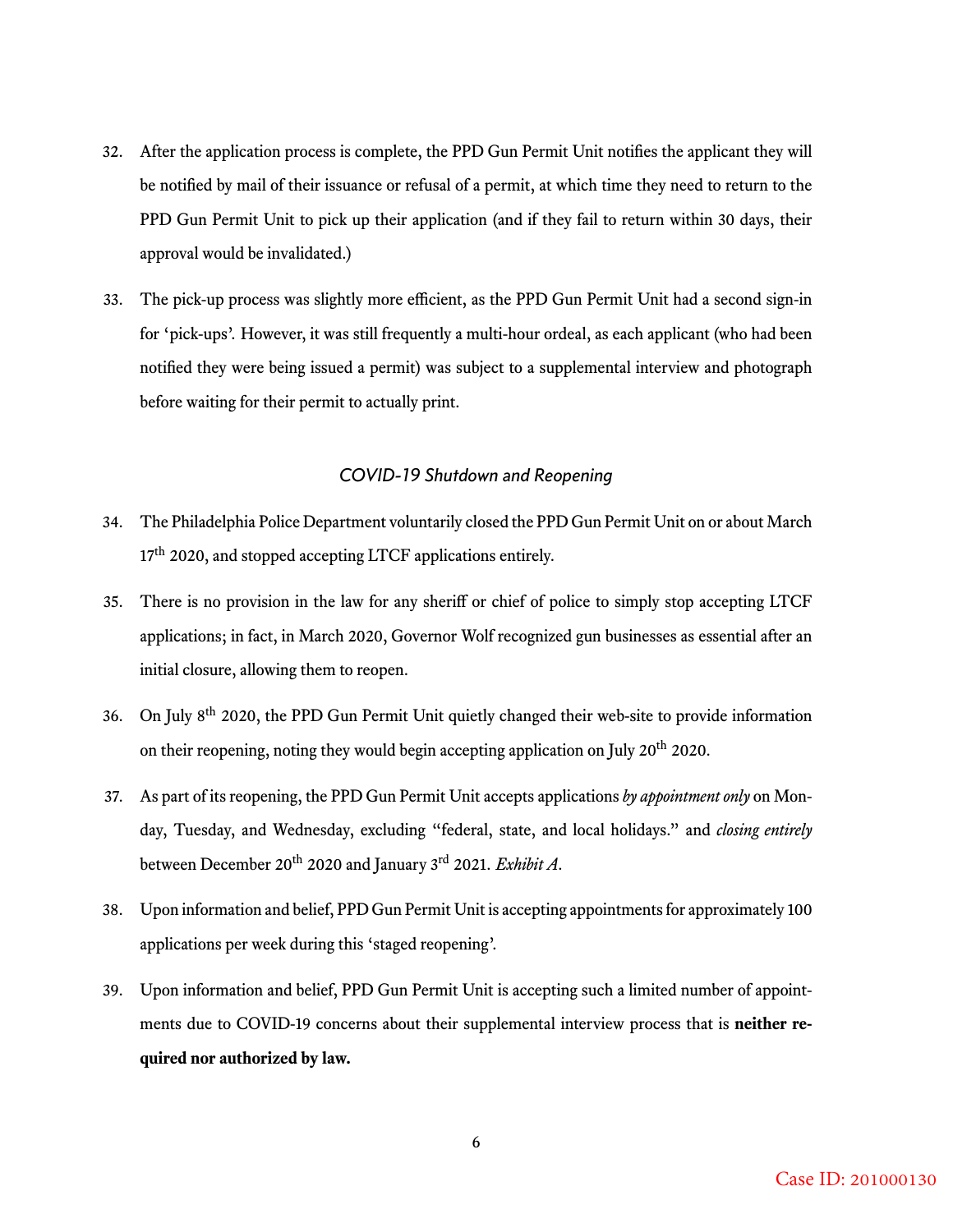32. After the application process is complete, the PPD Gun Permit Unit notifies the applicant they will be notified by mail of their issuance or refusal of a permit, at which time they need to return to the PPD Gun Permit Unit to pick up their application (and if they fail to return within 30 days, their approval would be invalidated.)

33. The pick-up process was slightly more efficient, as the PPD Gun Permit Unit had a second sign-in for 'pick-ups'. However, it was still frequently a multi-hour ordeal, as each applicant (who had been notified they were being issued a permit) was subject to a supplemental interview and photograph before waiting for their permit to actually print.

### *COVID-19 Shutdown and Reopening*

34. The Philadelphia Police Department voluntarily closed the PPD Gun Permit Unit on or about March 17th 2020, and stopped accepting LTCF applications entirely.

35. There is no provision in the law for any sheriff or chief of police to simply stop accepting LTCF applications; in fact, in March 2020, Governor Wolf recognized gun businesses as essential after an initial closure, allowing them to reopen.

36. On July 8th 2020, the PPD Gun Permit Unit quietly changed their web-site to provide information on their reopening, noting they would begin accepting application on July 20th 2020.

37. As part of its reopening, the PPD Gun Permit Unit accepts applications *by appointment only* on Monday, Tuesday, and Wednesday, excluding "federal, state, and local holidays." and *closing entirely* between December 20th 2020 and January 3rd 2021. *Exhibit A*.

38. Upon information and belief, PPD Gun Permit Unit is accepting appointments for approximately 100 applications per week during this 'staged reopening'.

39. Upon information and belief, PPD Gun Permit Unit is accepting such a limited number of appointments due to COVID-19 concerns about their supplemental interview process that is **neither required nor authorized by law.**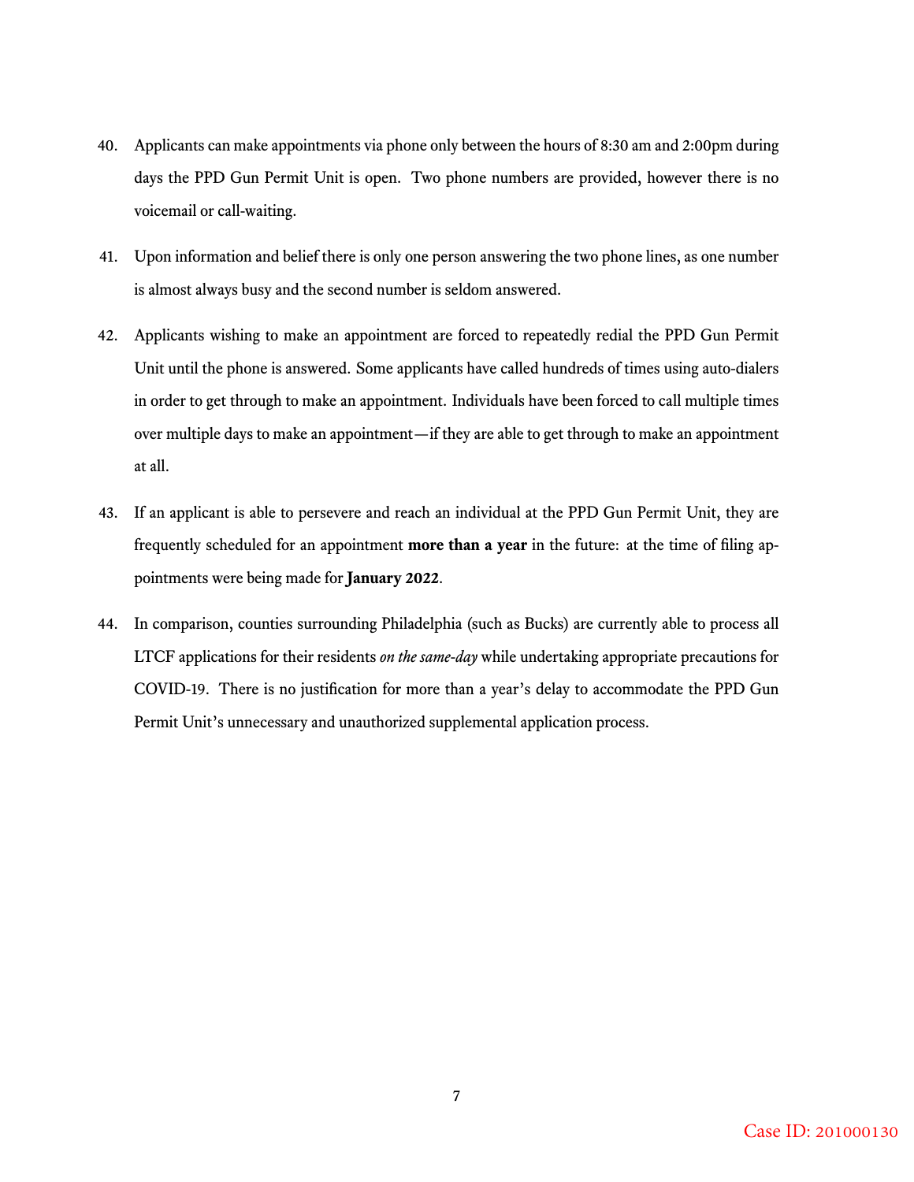40. Applicants can make appointments via phone only between the hours of 8:30 am and 2:00pm during days the PPD Gun Permit Unit is open. Two phone numbers are provided, however there is no voicemail or call-waiting.

41. Upon information and belief there is only one person answering the two phone lines, as one number is almost always busy and the second number is seldom answered.

42. Applicants wishing to make an appointment are forced to repeatedly redial the PPD Gun Permit Unit until the phone is answered. Some applicants have called hundreds of times using auto-dialers in order to get through to make an appointment. Individuals have been forced to call multiple times over multiple days to make an appointment—if they are able to get through to make an appointment at all.

43. If an applicant is able to persevere and reach an individual at the PPD Gun Permit Unit, they are frequently scheduled for an appointment **more than a year** in the future: at the time of filing appointments were being made for **January 2022**.

44. In comparison, counties surrounding Philadelphia (such as Bucks) are currently able to process all LTCF applications for their residents *on the same-day* while undertaking appropriate precautions for COVID-19. There is no justification for more than a year's delay to accommodate the PPD Gun Permit Unit's unnecessary and unauthorized supplemental application process.

Case ID: 201000130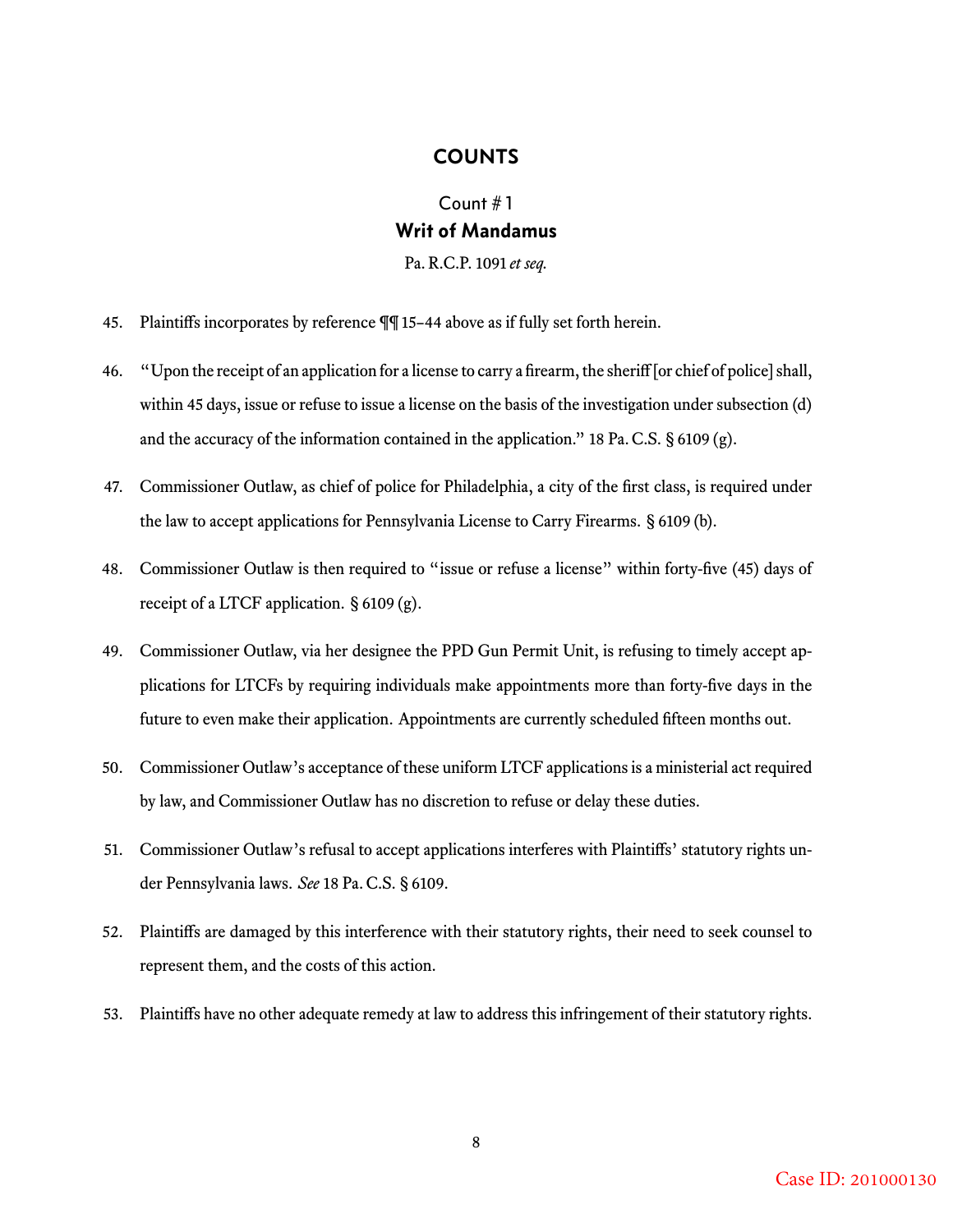## COUNTS

### Count # 1
### **Writ of Mandamus**

Pa. R.C.P. 1091 *et seq.*

45. Plaintiffs incorporates by reference ¶¶ 15–44 above as if fully set forth herein.

46. "Upon the receipt of an application for a license to carry a firearm, the sheriff [or chief of police] shall, within 45 days, issue or refuse to issue a license on the basis of the investigation under subsection (d) and the accuracy of the information contained in the application." 18 Pa. C.S. § 6109 (g).

47. Commissioner Outlaw, as chief of police for Philadelphia, a city of the first class, is required under the law to accept applications for Pennsylvania License to Carry Firearms. § 6109 (b).

48. Commissioner Outlaw is then required to "issue or refuse a license" within forty-five (45) days of receipt of a LTCF application. § 6109 (g).

49. Commissioner Outlaw, via her designee the PPD Gun Permit Unit, is refusing to timely accept applications for LTCFs by requiring individuals make appointments more than forty-five days in the future to even make their application. Appointments are currently scheduled fifteen months out.

50. Commissioner Outlaw's acceptance of these uniform LTCF applications is a ministerial act required by law, and Commissioner Outlaw has no discretion to refuse or delay these duties.

51. Commissioner Outlaw's refusal to accept applications interferes with Plaintiffs' statutory rights under Pennsylvania laws. *See* 18 Pa. C.S. § 6109.

52. Plaintiffs are damaged by this interference with their statutory rights, their need to seek counsel to represent them, and the costs of this action.

53. Plaintiffs have no other adequate remedy at law to address this infringement of their statutory rights.

Case ID: 201000130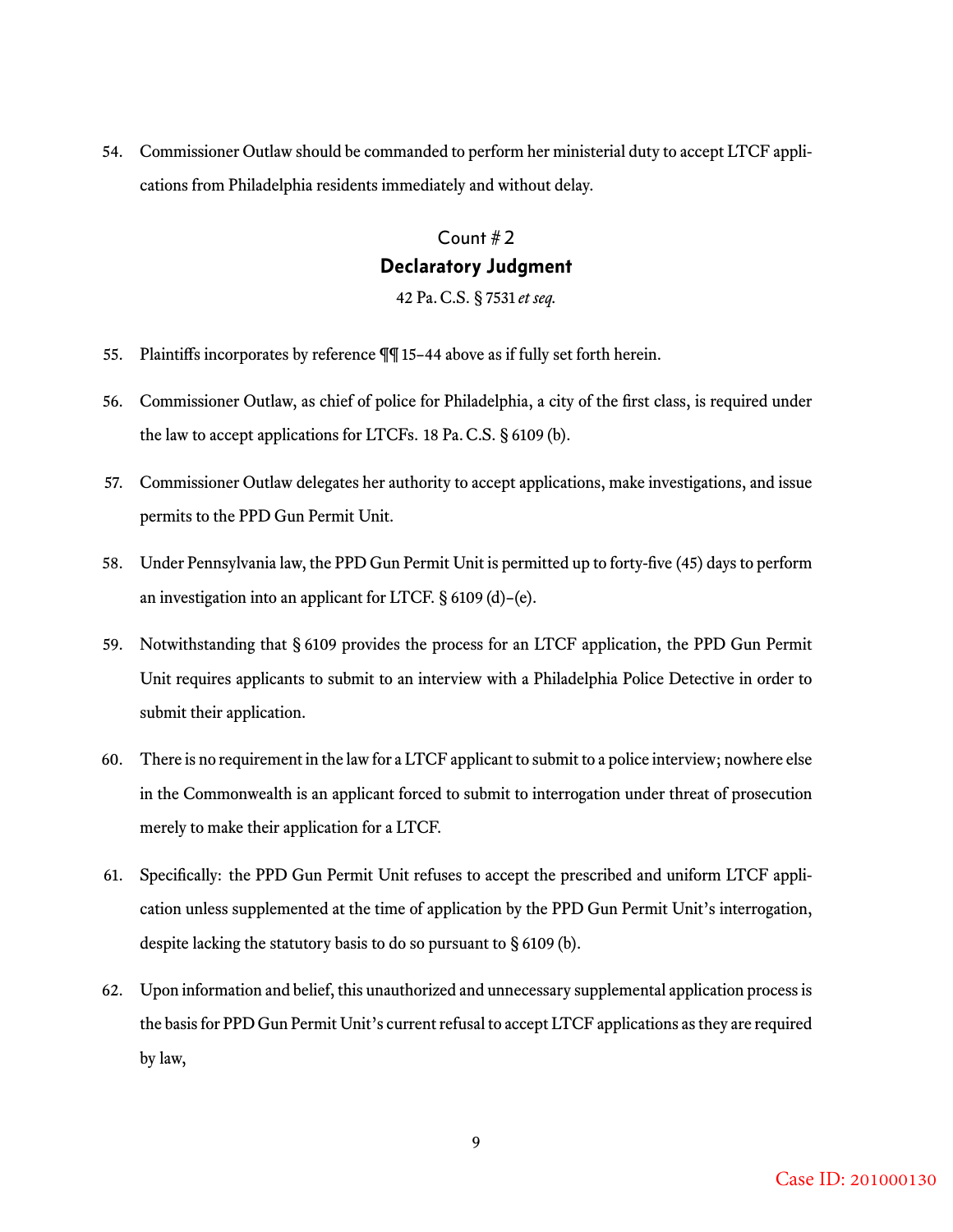54. Commissioner Outlaw should be commanded to perform her ministerial duty to accept LTCF applications from Philadelphia residents immediately and without delay.

## Count # 2
## **Declaratory Judgment**

42 Pa. C.S. § 7531 *et seq.*

55. Plaintiffs incorporates by reference ¶¶ 15–44 above as if fully set forth herein.

56. Commissioner Outlaw, as chief of police for Philadelphia, a city of the first class, is required under the law to accept applications for LTCFs. 18 Pa. C.S. § 6109 (b).

57. Commissioner Outlaw delegates her authority to accept applications, make investigations, and issue permits to the PPD Gun Permit Unit.

58. Under Pennsylvania law, the PPD Gun Permit Unit is permitted up to forty-five (45) days to perform an investigation into an applicant for LTCF. § 6109 (d)–(e).

59. Notwithstanding that § 6109 provides the process for an LTCF application, the PPD Gun Permit Unit requires applicants to submit to an interview with a Philadelphia Police Detective in order to submit their application.

60. There is no requirement in the law for a LTCF applicant to submit to a police interview; nowhere else in the Commonwealth is an applicant forced to submit to interrogation under threat of prosecution merely to make their application for a LTCF.

61. Specifically: the PPD Gun Permit Unit refuses to accept the prescribed and uniform LTCF application unless supplemented at the time of application by the PPD Gun Permit Unit's interrogation, despite lacking the statutory basis to do so pursuant to § 6109 (b).

62. Upon information and belief, this unauthorized and unnecessary supplemental application process is the basis for PPD Gun Permit Unit's current refusal to accept LTCF applications as they are required by law,

Case ID: 201000130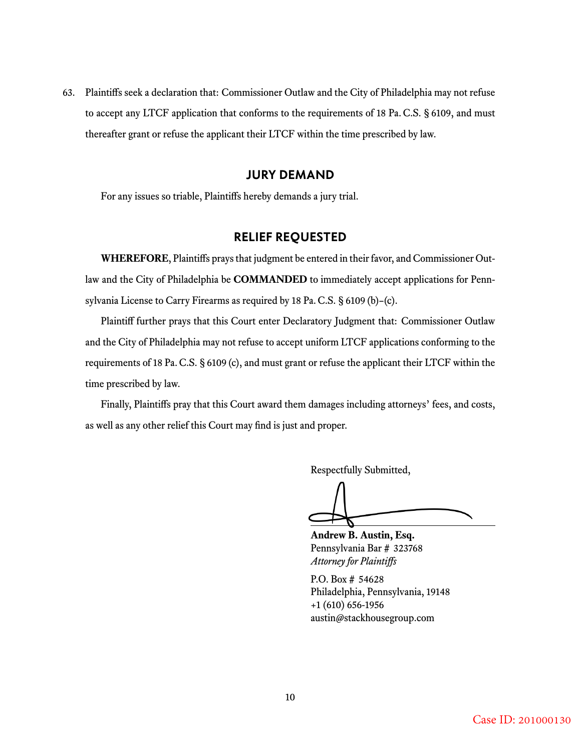63. Plaintiffs seek a declaration that: Commissioner Outlaw and the City of Philadelphia may not refuse to accept any LTCF application that conforms to the requirements of 18 Pa. C.S. § 6109, and must thereafter grant or refuse the applicant their LTCF within the time prescribed by law.

## JURY DEMAND

For any issues so triable, Plaintiffs hereby demands a jury trial.

## RELIEF REQUESTED

**WHEREFORE**, Plaintiffs prays that judgment be entered in their favor, and Commissioner Outlaw and the City of Philadelphia be **COMMANDED** to immediately accept applications for Pennsylvania License to Carry Firearms as required by 18 Pa. C.S. § 6109 (b)–(c).

Plaintiff further prays that this Court enter Declaratory Judgment that: Commissioner Outlaw and the City of Philadelphia may not refuse to accept uniform LTCF applications conforming to the requirements of 18 Pa. C.S. § 6109 (c), and must grant or refuse the applicant their LTCF within the time prescribed by law.

Finally, Plaintiffs pray that this Court award them damages including attorneys' fees, and costs, as well as any other relief this Court may find is just and proper.

Respectfully Submitted,

**Andrew B. Austin, Esq.**
Pennsylvania Bar # 323768
*Attorney for Plaintiffs*

P.O. Box # 54628
Philadelphia, Pennsylvania, 19148
+1 (610) 656-1956
austin@stackhousegroup.com

Case ID: 201000130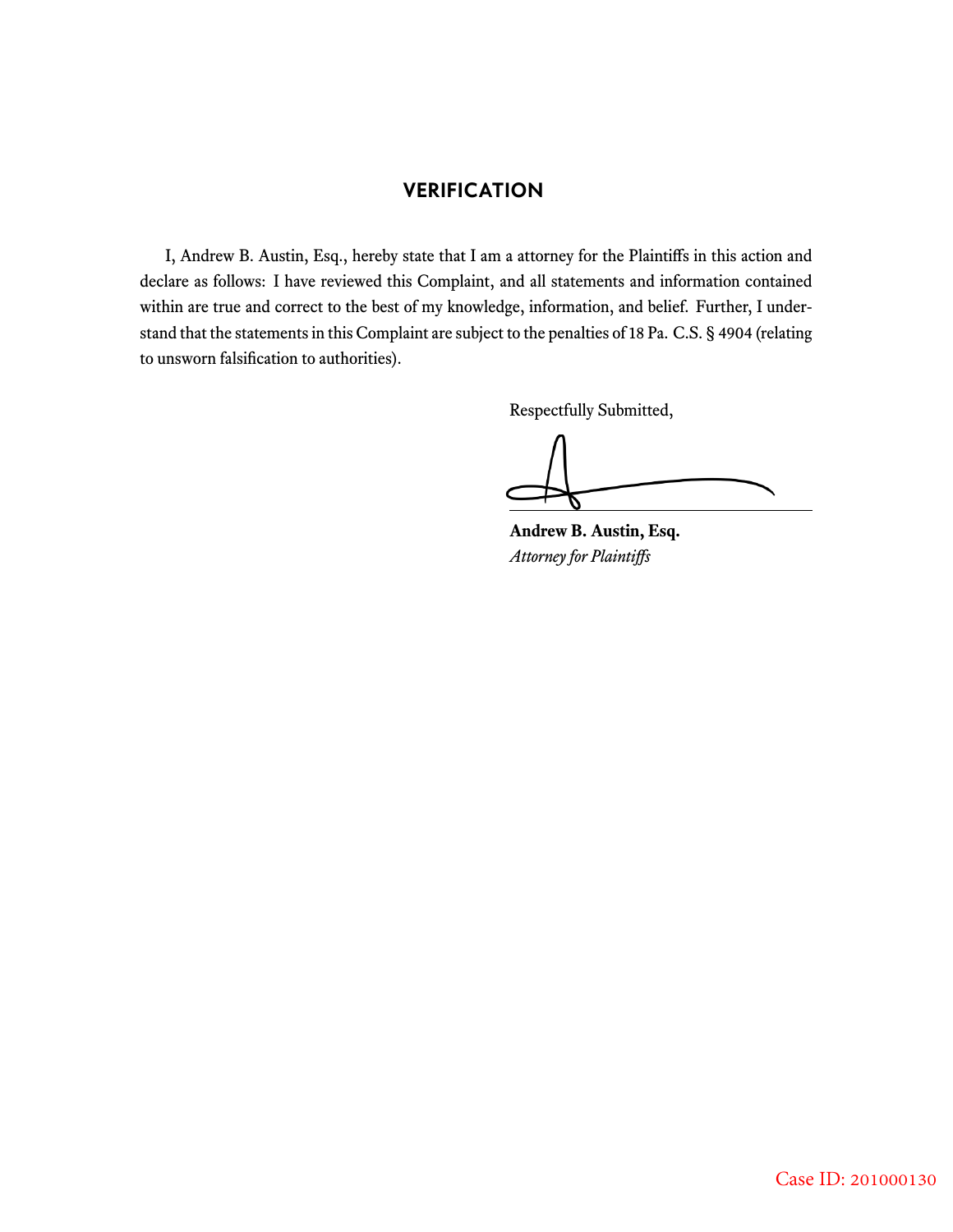## VERIFICATION

I, Andrew B. Austin, Esq., hereby state that I am a attorney for the Plaintiffs in this action and declare as follows: I have reviewed this Complaint, and all statements and information contained within are true and correct to the best of my knowledge, information, and belief. Further, I understand that the statements in this Complaint are subject to the penalties of 18 Pa. C.S. § 4904 (relating to unsworn falsification to authorities).

Respectfully Submitted,

**Andrew B. Austin, Esq.**
*Attorney for Plaintiffs*

Case ID: 201000130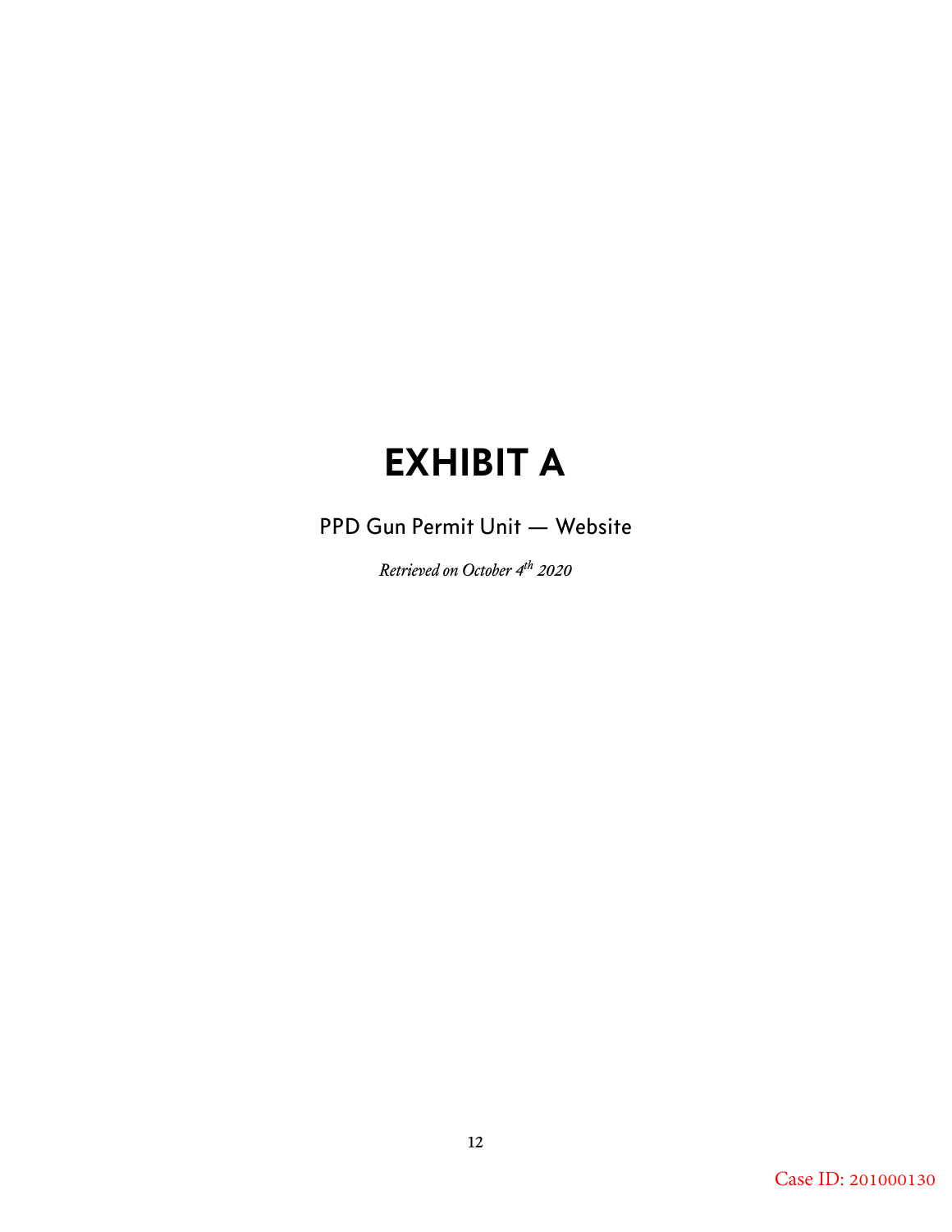# EXHIBIT A

PPD Gun Permit Unit — Website

*Retrieved on October 4th 2020*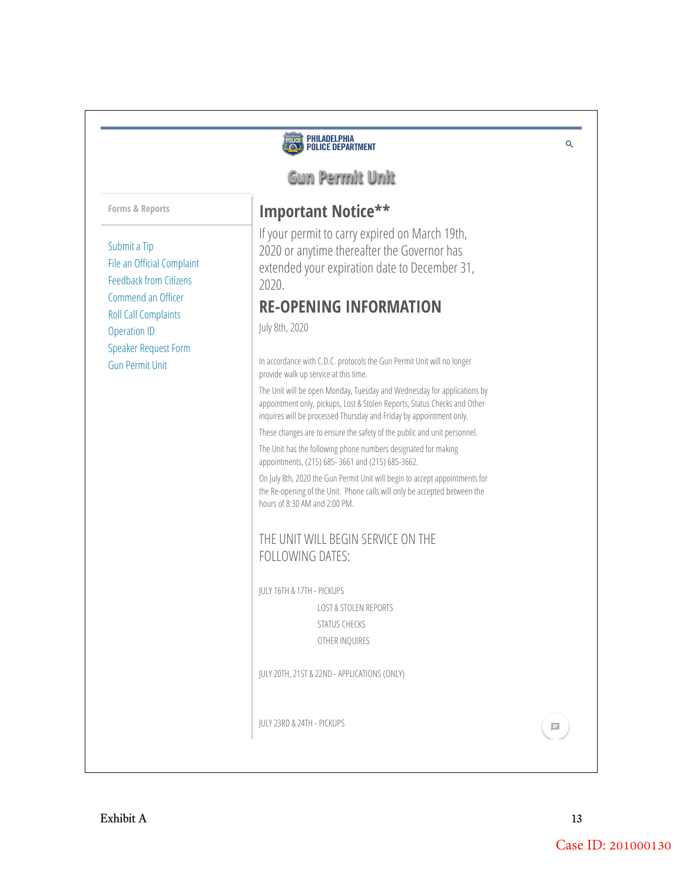PHILADELPHIA POLICE DEPARTMENT

# Gun Permit Unit

Forms & Reports

- Submit a Tip
- File an Official Complaint
- Feedback from Citizens
- Commend an Officer
- Roll Call Complaints
- Operation ID
- Speaker Request Form
- Gun Permit Unit

## Important Notice**

If your permit to carry expired on March 19th, 2020 or anytime thereafter the Governor has extended your expiration date to December 31, 2020.

## RE-OPENING INFORMATION

July 8th, 2020

In accordance with C.D.C. protocols the Gun Permit Unit will no longer provide walk up service at this time.

The Unit will be open Monday, Tuesday and Wednesday for applications by appointment only, pickups, Lost & Stolen Reports, Status Checks and Other inquires will be processed Thursday and Friday by appointment only.

These changes are to ensure the safety of the public and unit personnel.

The Unit has the following phone numbers designated for making appointments, (215) 685- 3661 and (215) 685-3662.

On July 8th, 2020 the Gun Permit Unit will begin to accept appointments for the Re-opening of the Unit. Phone calls will only be accepted between the hours of 8:30 AM and 2:00 PM.

THE UNIT WILL BEGIN SERVICE ON THE FOLLOWING DATES:

JULY 16TH & 17TH - PICKUPS
LOST & STOLEN REPORTS
STATUS CHECKS
OTHER INQUIRES

JULY 20TH, 21ST & 22ND - APPLICATIONS (ONLY)

JULY 23RD & 24TH - PICKUPS

Exhibit A

Case ID: 201000130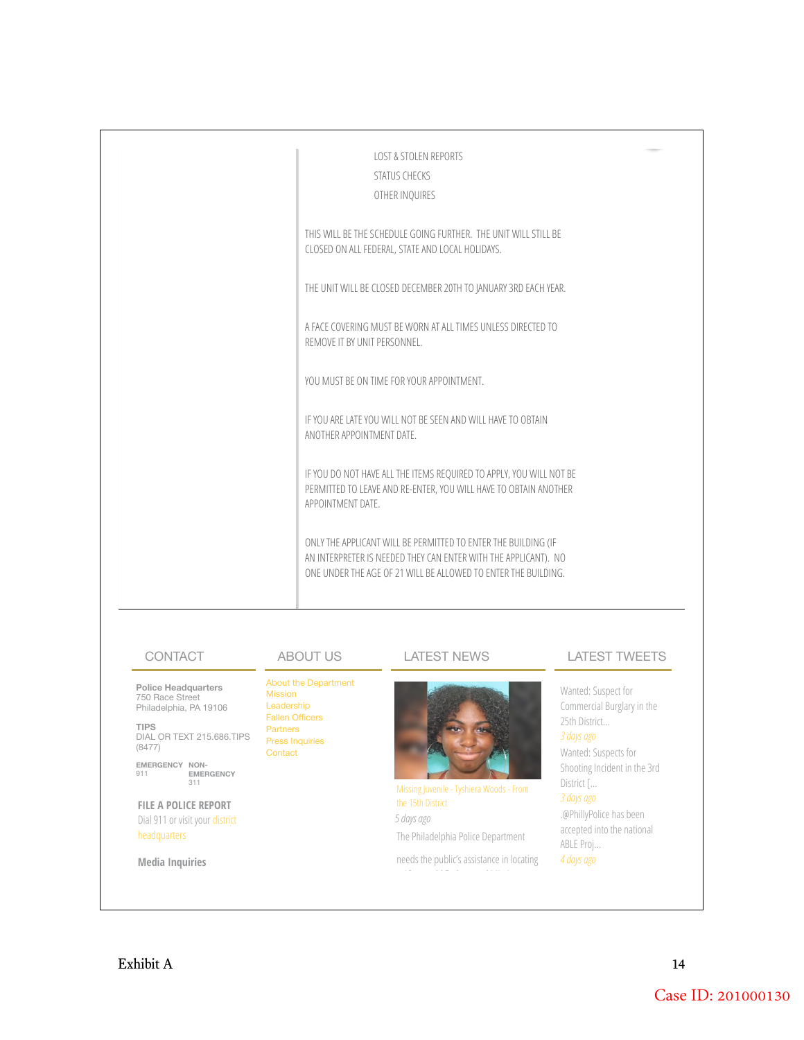LOST & STOLEN REPORTS

STATUS CHECKS

OTHER INQUIRES

THIS WILL BE THE SCHEDULE GOING FURTHER. THE UNIT WILL STILL BE CLOSED ON ALL FEDERAL, STATE AND LOCAL HOLIDAYS.

THE UNIT WILL BE CLOSED DECEMBER 20TH TO JANUARY 3RD EACH YEAR.

A FACE COVERING MUST BE WORN AT ALL TIMES UNLESS DIRECTED TO REMOVE IT BY UNIT PERSONNEL.

YOU MUST BE ON TIME FOR YOUR APPOINTMENT.

IF YOU ARE LATE YOU WILL NOT BE SEEN AND WILL HAVE TO OBTAIN ANOTHER APPOINTMENT DATE.

IF YOU DO NOT HAVE ALL THE ITEMS REQUIRED TO APPLY, YOU WILL NOT BE PERMITTED TO LEAVE AND RE-ENTER, YOU WILL HAVE TO OBTAIN ANOTHER APPOINTMENT DATE.

ONLY THE APPLICANT WILL BE PERMITTED TO ENTER THE BUILDING (IF AN INTERPRETER IS NEEDED THEY CAN ENTER WITH THE APPLICANT). NO ONE UNDER THE AGE OF 21 WILL BE ALLOWED TO ENTER THE BUILDING.

## CONTACT

**Police Headquarters**
750 Race Street
Philadelphia, PA 19106

**TIPS**
DIAL OR TEXT 215.686.TIPS (8477)

**EMERGENCY** 911

**NON-EMERGENCY** 311

**FILE A POLICE REPORT**
Dial 911 or visit your district headquarters

**Media Inquiries**

## ABOUT US

About the Department
Mission
Leadership
Fallen Officers
Partners
Press Inquiries
Contact

## LATEST NEWS

Missing Juvenile - Tyshiera Woods - From the 15th District

*5 days ago*

The Philadelphia Police Department needs the public's assistance in locating

## LATEST TWEETS

Wanted: Suspect for Commercial Burglary in the 25th District...

*3 days ago*

Wanted: Suspects for Shooting Incident in the 3rd District [...

*3 days ago*

.@PhillyPolice has been accepted into the national ABLE Proj...

*4 days ago*

Exhibit A

Case ID: 201000130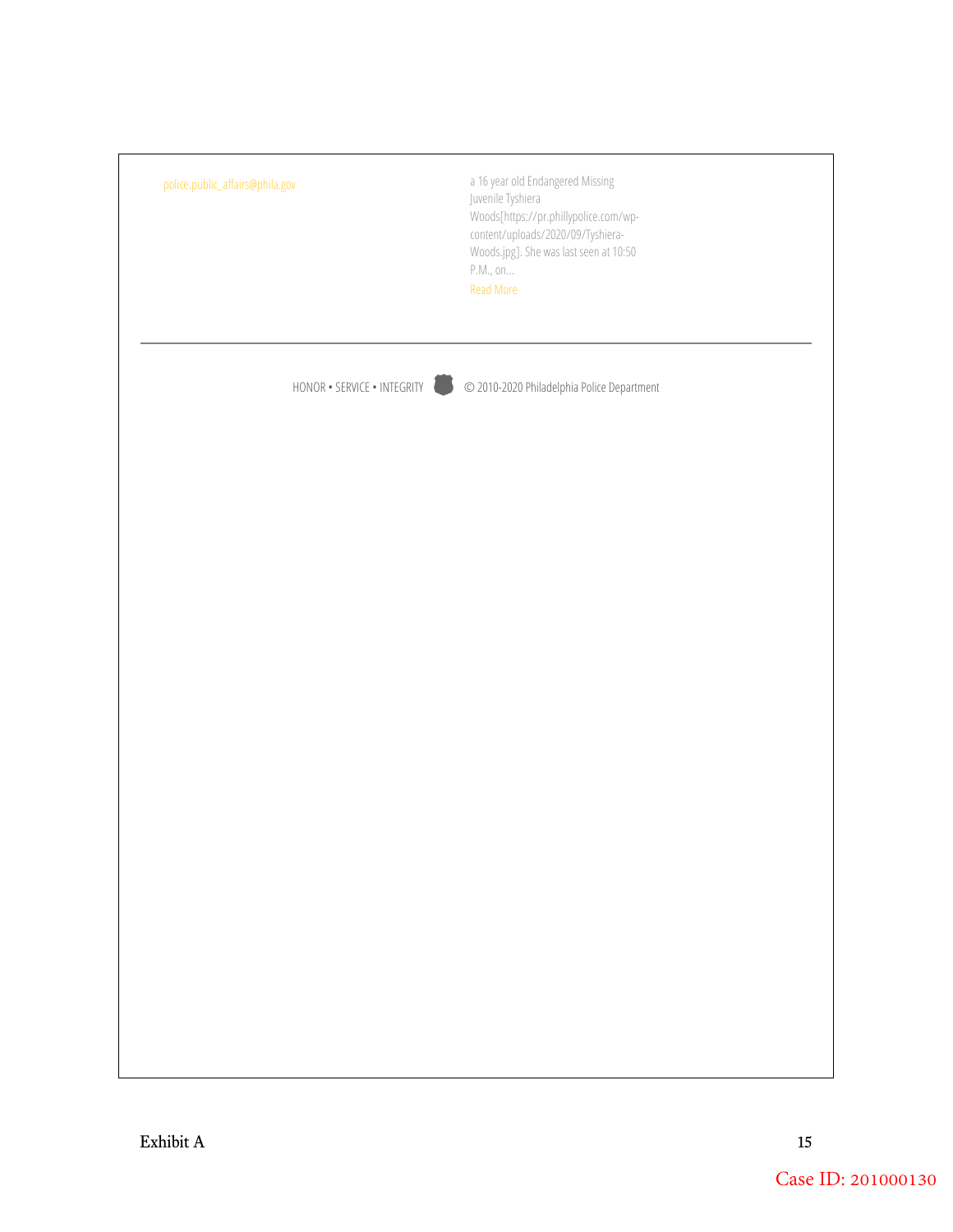police.public_affairs@phila.gov

a 16 year old Endangered Missing Juvenile Tyshiera Woods[https://pr.phillypolice.com/wp-content/uploads/2020/09/Tyshiera-Woods.jpg]. She was last seen at 10:50 P.M., on...

Read More

---

HONOR • SERVICE • INTEGRITY © 2010-2020 Philadelphia Police Department

Exhibit A

Case ID: 201000130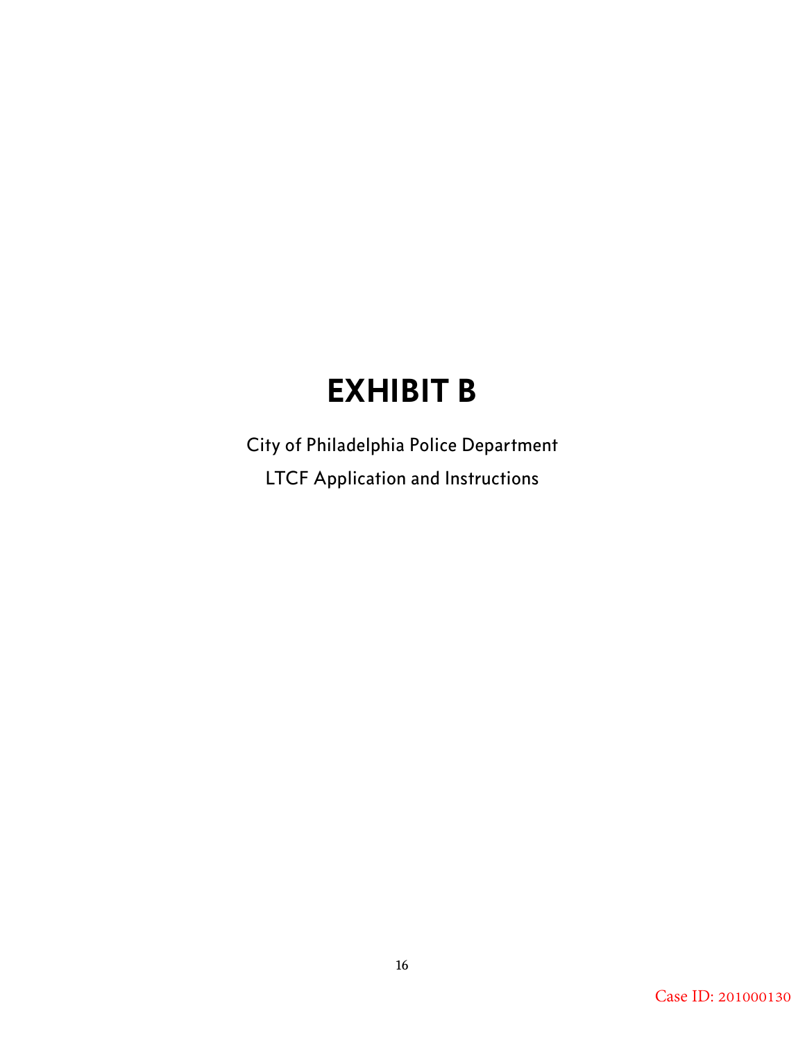# EXHIBIT B

City of Philadelphia Police Department

LTCF Application and Instructions

Case ID: 201000130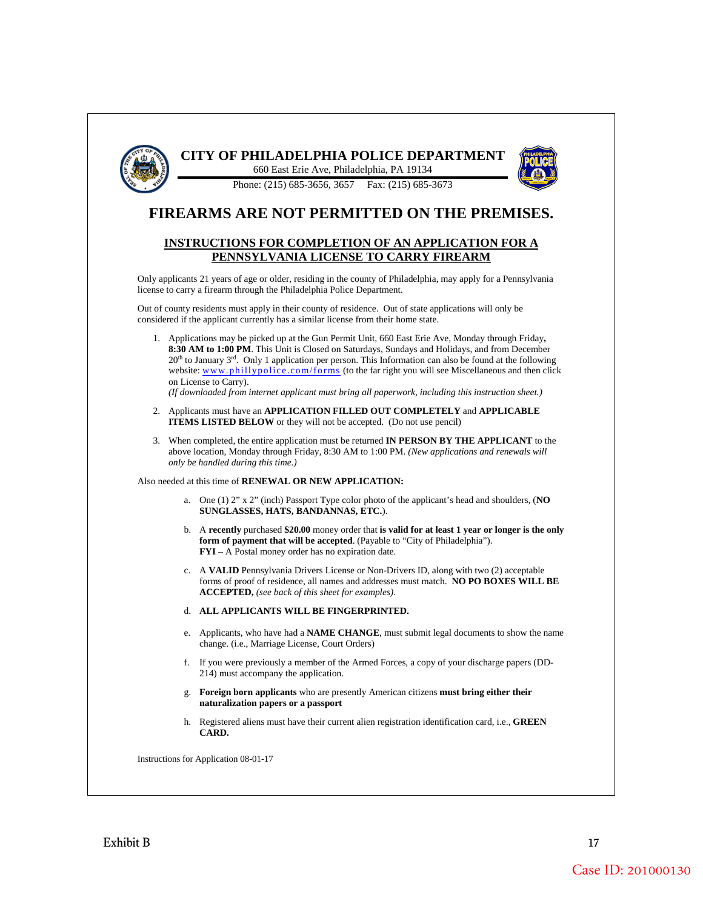# CITY OF PHILADELPHIA POLICE DEPARTMENT

660 East Erie Ave, Philadelphia, PA 19134

Phone: (215) 685-3656, 3657 Fax: (215) 685-3673

## FIREARMS ARE NOT PERMITTED ON THE PREMISES.

### INSTRUCTIONS FOR COMPLETION OF AN APPLICATION FOR A PENNSYLVANIA LICENSE TO CARRY FIREARM

Only applicants 21 years of age or older, residing in the county of Philadelphia, may apply for a Pennsylvania license to carry a firearm through the Philadelphia Police Department.

Out of county residents must apply in their county of residence. Out of state applications will only be considered if the applicant currently has a similar license from their home state.

1. Applications may be picked up at the Gun Permit Unit, 660 East Erie Ave, Monday through Friday**, 8:30 AM to 1:00 PM**. This Unit is Closed on Saturdays, Sundays and Holidays, and from December 20th to January 3rd. Only 1 application per person. This Information can also be found at the following website: www.phillypolice.com/forms (to the far right you will see Miscellaneous and then click on License to Carry).
   *(If downloaded from internet applicant must bring all paperwork, including this instruction sheet.)*

2. Applicants must have an **APPLICATION FILLED OUT COMPLETELY** and **APPLICABLE ITEMS LISTED BELOW** or they will not be accepted. (Do not use pencil)

3. When completed, the entire application must be returned **IN PERSON BY THE APPLICANT** to the above location, Monday through Friday, 8:30 AM to 1:00 PM. *(New applications and renewals will only be handled during this time.)*

Also needed at this time of **RENEWAL OR NEW APPLICATION:**

a. One (1) 2" x 2" (inch) Passport Type color photo of the applicant's head and shoulders, (**NO SUNGLASSES, HATS, BANDANNAS, ETC.**).

b. A **recently** purchased **$20.00** money order that **is valid for at least 1 year or longer is the only form of payment that will be accepted**. (Payable to "City of Philadelphia").
   **FYI** – A Postal money order has no expiration date.

c. A **VALID** Pennsylvania Drivers License or Non-Drivers ID, along with two (2) acceptable forms of proof of residence, all names and addresses must match. **NO PO BOXES WILL BE ACCEPTED,** *(see back of this sheet for examples)*.

d. **ALL APPLICANTS WILL BE FINGERPRINTED.**

e. Applicants, who have had a **NAME CHANGE**, must submit legal documents to show the name change. (i.e., Marriage License, Court Orders)

f. If you were previously a member of the Armed Forces, a copy of your discharge papers (DD-214) must accompany the application.

g. **Foreign born applicants** who are presently American citizens **must bring either their naturalization papers or a passport**

h. Registered aliens must have their current alien registration identification card, i.e., **GREEN CARD.**

Instructions for Application 08-01-17

Exhibit B

Case ID: 201000130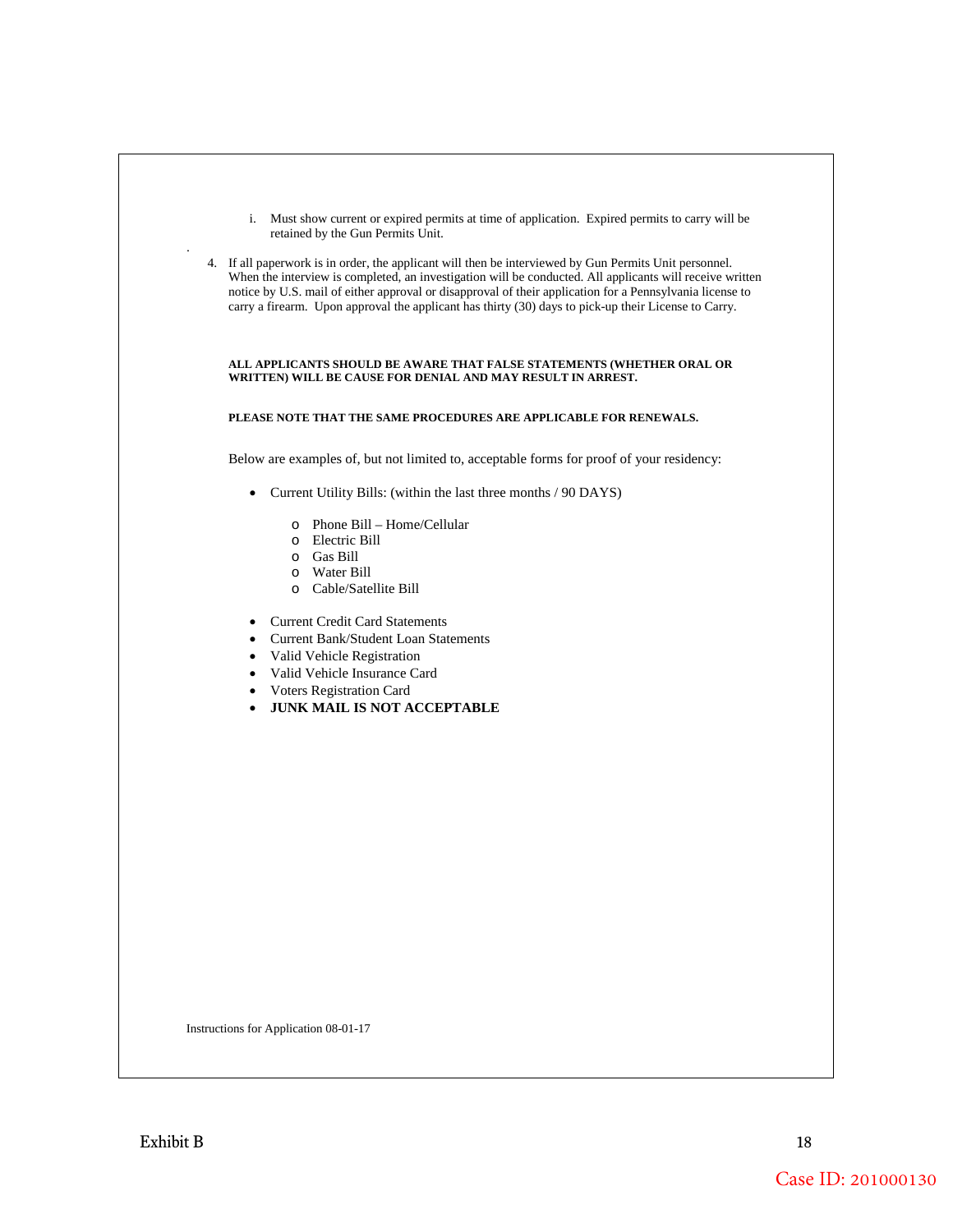i. Must show current or expired permits at time of application. Expired permits to carry will be retained by the Gun Permits Unit.

4. If all paperwork is in order, the applicant will then be interviewed by Gun Permits Unit personnel. When the interview is completed, an investigation will be conducted. All applicants will receive written notice by U.S. mail of either approval or disapproval of their application for a Pennsylvania license to carry a firearm. Upon approval the applicant has thirty (30) days to pick-up their License to Carry.

**ALL APPLICANTS SHOULD BE AWARE THAT FALSE STATEMENTS (WHETHER ORAL OR WRITTEN) WILL BE CAUSE FOR DENIAL AND MAY RESULT IN ARREST.**

**PLEASE NOTE THAT THE SAME PROCEDURES ARE APPLICABLE FOR RENEWALS.**

Below are examples of, but not limited to, acceptable forms for proof of your residency:

- Current Utility Bills: (within the last three months / 90 DAYS)
  - Phone Bill – Home/Cellular
  - Electric Bill
  - Gas Bill
  - Water Bill
  - Cable/Satellite Bill
- Current Credit Card Statements
- Current Bank/Student Loan Statements
- Valid Vehicle Registration
- Valid Vehicle Insurance Card
- Voters Registration Card
- **JUNK MAIL IS NOT ACCEPTABLE**

Instructions for Application 08-01-17

Exhibit B

Case ID: 201000130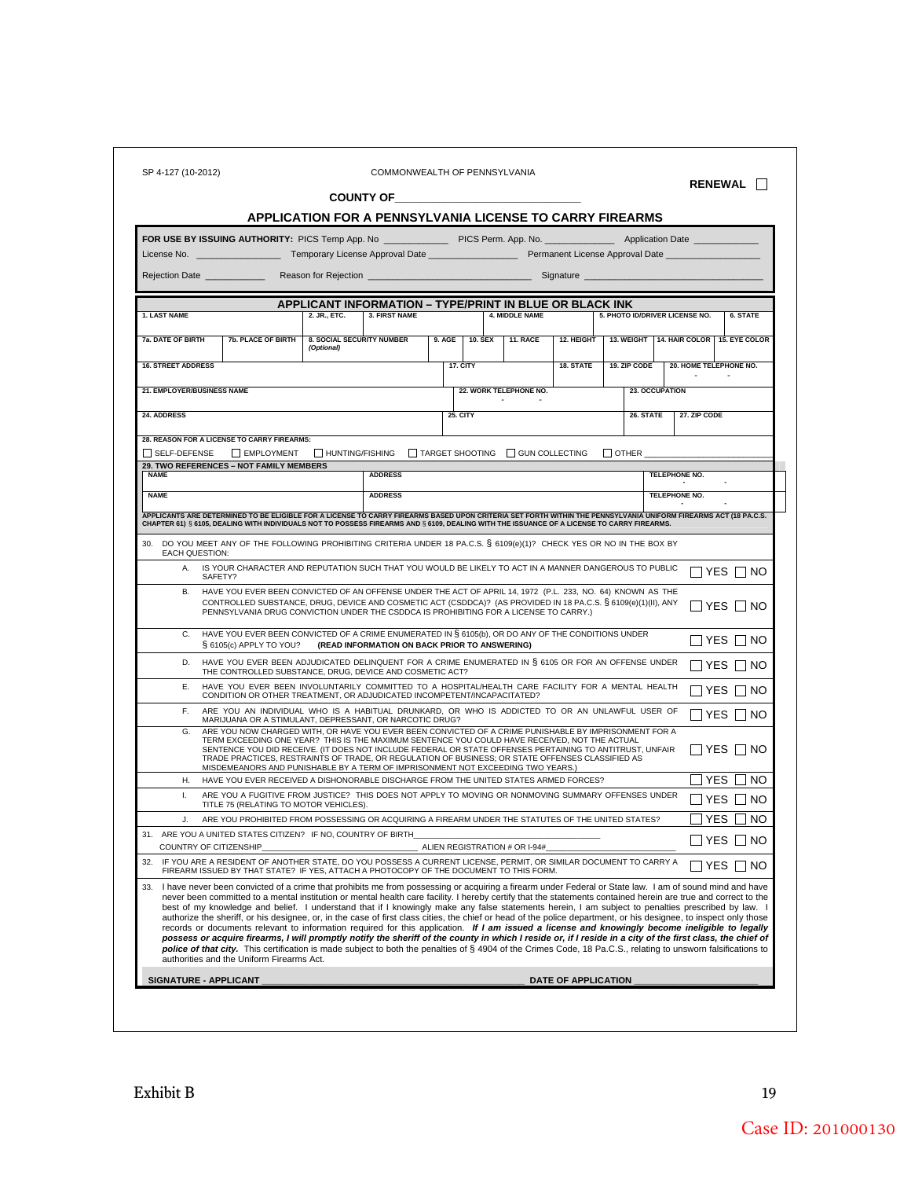SP 4-127 (10-2012)

COMMONWEALTH OF PENNSYLVANIA

**RENEWAL** ☐

**COUNTY OF**\_\_\_\_\_\_\_\_\_\_\_\_\_\_\_\_\_\_\_\_\_\_\_\_\_\_\_\_\_\_

## APPLICATION FOR A PENNSYLVANIA LICENSE TO CARRY FIREARMS

**FOR USE BY ISSUING AUTHORITY:** PICS Temp App. No \_\_\_\_\_\_\_\_\_\_\_\_ PICS Perm. App. No. \_\_\_\_\_\_\_\_\_\_\_\_\_ Application Date \_\_\_\_\_\_\_\_\_\_\_\_

License No. \_\_\_\_\_\_\_\_\_\_\_\_\_\_\_\_ Temporary License Approval Date \_\_\_\_\_\_\_\_\_\_\_\_\_\_\_\_\_ Permanent License Approval Date \_\_\_\_\_\_\_\_\_\_\_\_\_\_\_\_\_\_

Rejection Date \_\_\_\_\_\_\_\_\_\_\_ Reason for Rejection \_\_\_\_\_\_\_\_\_\_\_\_\_\_\_\_\_\_\_\_\_\_\_\_\_\_\_\_\_\_\_\_ Signature \_\_\_\_\_\_\_\_\_\_\_\_\_\_\_\_\_\_\_\_\_\_\_\_\_\_\_\_\_\_\_\_\_\_\_\_\_

### APPLICANT INFORMATION – TYPE/PRINT IN BLUE OR BLACK INK

| 1. LAST NAME | 2. JR., ETC. | 3. FIRST NAME | 4. MIDDLE NAME | 5. PHOTO ID/DRIVER LICENSE NO. | 6. STATE |
|---|---|---|---|---|---|
| | | | | | |

| 7a. DATE OF BIRTH | 7b. PLACE OF BIRTH | 8. SOCIAL SECURITY NUMBER (Optional) | 9. AGE | 10. SEX | 11. RACE | 12. HEIGHT | 13. WEIGHT | 14. HAIR COLOR | 15. EYE COLOR |
|---|---|---|---|---|---|---|---|---|---|
| | | | | | | | | | |

| 16. STREET ADDRESS | 17. CITY | 18. STATE | 19. ZIP CODE | 20. HOME TELEPHONE NO. |
|---|---|---|---|---|
| | | | | - - |

| 21. EMPLOYER/BUSINESS NAME | 22. WORK TELEPHONE NO. | 23. OCCUPATION |
|---|---|---|
| | - - | |

| 24. ADDRESS | 25. CITY | 26. STATE | 27. ZIP CODE |
|---|---|---|---|
| | | | |

**28. REASON FOR A LICENSE TO CARRY FIREARMS:**

☐ SELF-DEFENSE ☐ EMPLOYMENT ☐ HUNTING/FISHING ☐ TARGET SHOOTING ☐ GUN COLLECTING ☐ OTHER \_\_\_\_\_\_\_\_\_\_\_\_\_\_\_\_\_\_\_\_

**29. TWO REFERENCES – NOT FAMILY MEMBERS**

| NAME | ADDRESS | TELEPHONE NO. |
|---|---|---|
| | | - - |
| | | - - |

**APPLICANTS ARE DETERMINED TO BE ELIGIBLE FOR A LICENSE TO CARRY FIREARMS BASED UPON CRITERIA SET FORTH WITHIN THE PENNSYLVANIA UNIFORM FIREARMS ACT (18 PA.C.S. CHAPTER 61) § 6105, DEALING WITH INDIVIDUALS NOT TO POSSESS FIREARMS AND § 6109, DEALING WITH THE ISSUANCE OF A LICENSE TO CARRY FIREARMS.**

30. DO YOU MEET ANY OF THE FOLLOWING PROHIBITING CRITERIA UNDER 18 PA.C.S. § 6109(e)(1)? CHECK YES OR NO IN THE BOX BY EACH QUESTION:

| | Question | Answer |
|---|---|---|
| A. | IS YOUR CHARACTER AND REPUTATION SUCH THAT YOU WOULD BE LIKELY TO ACT IN A MANNER DANGEROUS TO PUBLIC SAFETY? | ☐ YES ☐ NO |
| B. | HAVE YOU EVER BEEN CONVICTED OF AN OFFENSE UNDER THE ACT OF APRIL 14, 1972 (P.L. 233, NO. 64) KNOWN AS THE CONTROLLED SUBSTANCE, DRUG, DEVICE AND COSMETIC ACT (CSDDCA)? (AS PROVIDED IN 18 PA.C.S. § 6109(e)(1)(II), ANY PENNSYLVANIA DRUG CONVICTION UNDER THE CSDDCA IS PROHIBITING FOR A LICENSE TO CARRY.) | ☐ YES ☐ NO |
| C. | HAVE YOU EVER BEEN CONVICTED OF A CRIME ENUMERATED IN § 6105(b), OR DO ANY OF THE CONDITIONS UNDER § 6105(c) APPLY TO YOU? **(READ INFORMATION ON BACK PRIOR TO ANSWERING)** | ☐ YES ☐ NO |
| D. | HAVE YOU EVER BEEN ADJUDICATED DELINQUENT FOR A CRIME ENUMERATED IN § 6105 OR FOR AN OFFENSE UNDER THE CONTROLLED SUBSTANCE, DRUG, DEVICE AND COSMETIC ACT? | ☐ YES ☐ NO |
| E. | HAVE YOU EVER BEEN INVOLUNTARILY COMMITTED TO A HOSPITAL/HEALTH CARE FACILITY FOR A MENTAL HEALTH CONDITION OR OTHER TREATMENT, OR ADJUDICATED INCOMPETENT/INCAPACITATED? | ☐ YES ☐ NO |
| F. | ARE YOU AN INDIVIDUAL WHO IS A HABITUAL DRUNKARD, OR WHO IS ADDICTED TO OR AN UNLAWFUL USER OF MARIJUANA OR A STIMULANT, DEPRESSANT, OR NARCOTIC DRUG? | ☐ YES ☐ NO |
| G. | ARE YOU NOW CHARGED WITH, OR HAVE YOU EVER BEEN CONVICTED OF A CRIME PUNISHABLE BY IMPRISONMENT FOR A TERM EXCEEDING ONE YEAR? THIS IS THE MAXIMUM SENTENCE YOU COULD HAVE RECEIVED, NOT THE ACTUAL SENTENCE YOU DID RECEIVE. (IT DOES NOT INCLUDE FEDERAL OR STATE OFFENSES PERTAINING TO ANTITRUST, UNFAIR TRADE PRACTICES, RESTRAINTS OF TRADE, OR REGULATION OF BUSINESS; OR STATE OFFENSES CLASSIFIED AS MISDEMEANORS AND PUNISHABLE BY A TERM OF IMPRISONMENT NOT EXCEEDING TWO YEARS.) | ☐ YES ☐ NO |
| H. | HAVE YOU EVER RECEIVED A DISHONORABLE DISCHARGE FROM THE UNITED STATES ARMED FORCES? | ☐ YES ☐ NO |
| I. | ARE YOU A FUGITIVE FROM JUSTICE? THIS DOES NOT APPLY TO MOVING OR NONMOVING SUMMARY OFFENSES UNDER TITLE 75 (RELATING TO MOTOR VEHICLES). | ☐ YES ☐ NO |
| J. | ARE YOU PROHIBITED FROM POSSESSING OR ACQUIRING A FIREARM UNDER THE STATUTES OF THE UNITED STATES? | ☐ YES ☐ NO |

31. ARE YOU A UNITED STATES CITIZEN? IF NO, COUNTRY OF BIRTH\_\_\_\_\_\_\_\_\_\_\_\_\_\_\_\_\_\_\_\_\_\_\_\_\_\_\_\_\_\_ ☐ YES ☐ NO
COUNTRY OF CITIZENSHIP\_\_\_\_\_\_\_\_\_\_\_\_\_\_\_\_\_\_\_\_\_\_\_\_\_\_\_\_\_\_ ALIEN REGISTRATION # OR I-94#\_\_\_\_\_\_\_\_\_\_\_\_\_\_\_\_\_\_\_\_

32. IF YOU ARE A RESIDENT OF ANOTHER STATE, DO YOU POSSESS A CURRENT LICENSE, PERMIT, OR SIMILAR DOCUMENT TO CARRY A FIREARM ISSUED BY THAT STATE? IF YES, ATTACH A PHOTOCOPY OF THE DOCUMENT TO THIS FORM. ☐ YES ☐ NO

33. I have never been convicted of a crime that prohibits me from possessing or acquiring a firearm under Federal or State law. I am of sound mind and have never been committed to a mental institution or mental health care facility. I hereby certify that the statements contained herein are true and correct to the best of my knowledge and belief. I understand that if I knowingly make any false statements herein, I am subject to penalties prescribed by law. I authorize the sheriff, or his designee, or, in the case of first class cities, the chief or head of the police department, or his designee, to inspect only those records or documents relevant to information required for this application. ***If I am issued a license and knowingly become ineligible to legally possess or acquire firearms, I will promptly notify the sheriff of the county in which I reside or, if I reside in a city of the first class, the chief of police of that city.*** This certification is made subject to both the penalties of § 4904 of the Crimes Code, 18 Pa.C.S., relating to unsworn falsifications to authorities and the Uniform Firearms Act.

**SIGNATURE - APPLICANT** \_\_\_\_\_\_\_\_\_\_\_\_\_\_\_\_\_\_\_\_\_\_\_\_\_\_\_\_\_\_\_\_\_\_\_\_\_\_\_\_\_ **DATE OF APPLICATION** \_\_\_\_\_\_\_\_\_\_\_\_\_\_\_\_\_\_\_\_

Exhibit B

Case ID: 201000130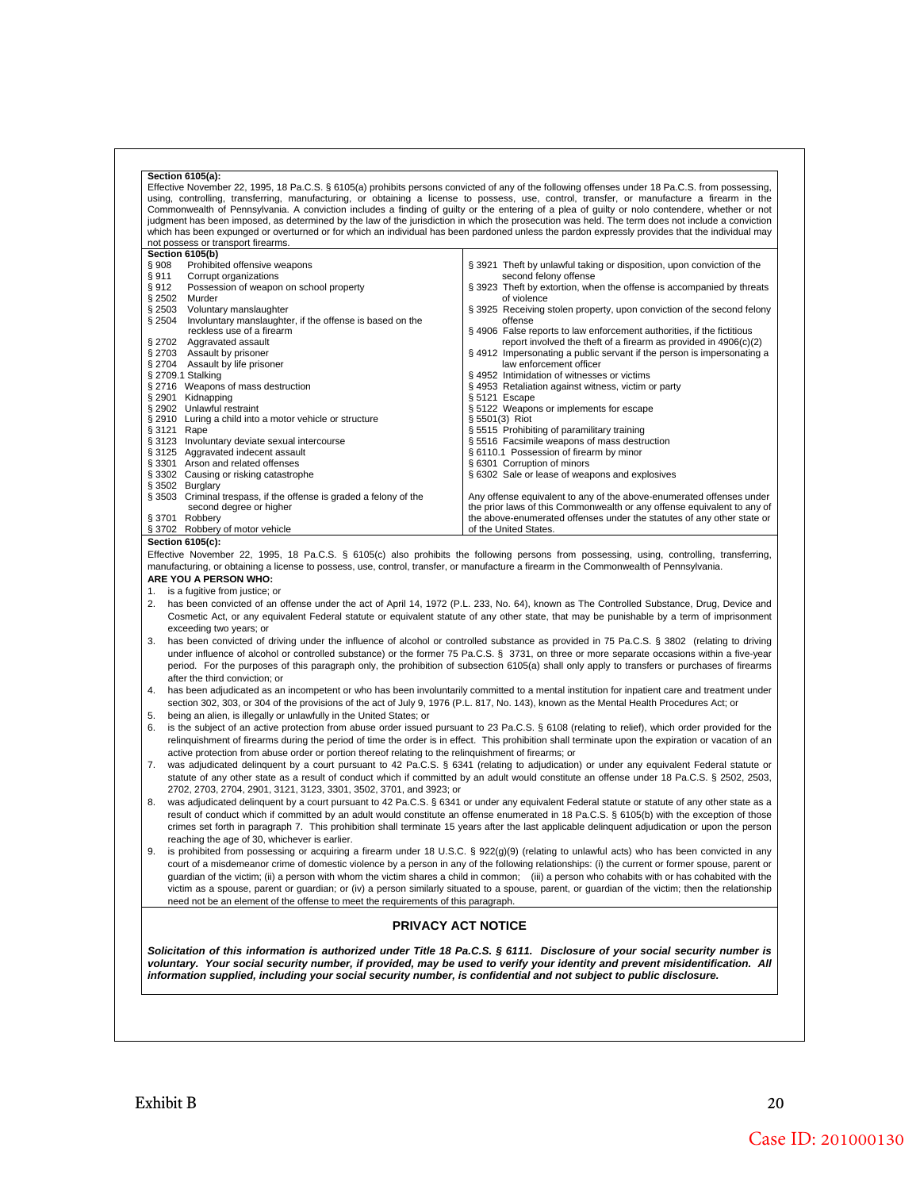**Section 6105(a):**

Effective November 22, 1995, 18 Pa.C.S. § 6105(a) prohibits persons convicted of any of the following offenses under 18 Pa.C.S. from possessing, using, controlling, transferring, manufacturing, or obtaining a license to possess, use, control, transfer, or manufacture a firearm in the Commonwealth of Pennsylvania. A conviction includes a finding of guilty or the entering of a plea of guilty or nolo contendere, whether or not judgment has been imposed, as determined by the law of the jurisdiction in which the prosecution was held. The term does not include a conviction which has been expunged or overturned or for which an individual has been pardoned unless the pardon expressly provides that the individual may not possess or transport firearms.

**Section 6105(b)**

| | |
|---|---|
| § 908 Prohibited offensive weapons | § 3921 Theft by unlawful taking or disposition, upon conviction of the second felony offense |
| § 911 Corrupt organizations | § 3923 Theft by extortion, when the offense is accompanied by threats of violence |
| § 912 Possession of weapon on school property | § 3925 Receiving stolen property, upon conviction of the second felony offense |
| § 2502 Murder | § 4906 False reports to law enforcement authorities, if the fictitious report involved the theft of a firearm as provided in 4906(c)(2) |
| § 2503 Voluntary manslaughter | § 4912 Impersonating a public servant if the person is impersonating a law enforcement officer |
| § 2504 Involuntary manslaughter, if the offense is based on the reckless use of a firearm | § 4952 Intimidation of witnesses or victims |
| § 2702 Aggravated assault | § 4953 Retaliation against witness, victim or party |
| § 2703 Assault by prisoner | § 5121 Escape |
| § 2704 Assault by life prisoner | § 5122 Weapons or implements for escape |
| § 2709.1 Stalking | § 5501(3) Riot |
| § 2716 Weapons of mass destruction | § 5515 Prohibiting of paramilitary training |
| § 2901 Kidnapping | § 5516 Facsimile weapons of mass destruction |
| § 2902 Unlawful restraint | § 6110.1 Possession of firearm by minor |
| § 2910 Luring a child into a motor vehicle or structure | § 6301 Corruption of minors |
| § 3121 Rape | § 6302 Sale or lease of weapons and explosives |
| § 3123 Involuntary deviate sexual intercourse | |
| § 3125 Aggravated indecent assault | Any offense equivalent to any of the above-enumerated offenses under the prior laws of this Commonwealth or any offense equivalent to any of the above-enumerated offenses under the statutes of any other state or of the United States. |
| § 3301 Arson and related offenses | |
| § 3302 Causing or risking catastrophe | |
| § 3502 Burglary | |
| § 3503 Criminal trespass, if the offense is graded a felony of the second degree or higher | |
| § 3701 Robbery | |
| § 3702 Robbery of motor vehicle | |

**Section 6105(c):**

Effective November 22, 1995, 18 Pa.C.S. § 6105(c) also prohibits the following persons from possessing, using, controlling, transferring, manufacturing, or obtaining a license to possess, use, control, transfer, or manufacture a firearm in the Commonwealth of Pennsylvania.

**ARE YOU A PERSON WHO:**

1. is a fugitive from justice; or
2. has been convicted of an offense under the act of April 14, 1972 (P.L. 233, No. 64), known as The Controlled Substance, Drug, Device and Cosmetic Act, or any equivalent Federal statute or equivalent statute of any other state, that may be punishable by a term of imprisonment exceeding two years; or
3. has been convicted of driving under the influence of alcohol or controlled substance as provided in 75 Pa.C.S. § 3802 (relating to driving under influence of alcohol or controlled substance) or the former 75 Pa.C.S. § 3731, on three or more separate occasions within a five-year period. For the purposes of this paragraph only, the prohibition of subsection 6105(a) shall only apply to transfers or purchases of firearms after the third conviction; or
4. has been adjudicated as an incompetent or who has been involuntarily committed to a mental institution for inpatient care and treatment under section 302, 303, or 304 of the provisions of the act of July 9, 1976 (P.L. 817, No. 143), known as the Mental Health Procedures Act; or
5. being an alien, is illegally or unlawfully in the United States; or
6. is the subject of an active protection from abuse order issued pursuant to 23 Pa.C.S. § 6108 (relating to relief), which order provided for the relinquishment of firearms during the period of time the order is in effect. This prohibition shall terminate upon the expiration or vacation of an active protection from abuse order or portion thereof relating to the relinquishment of firearms; or
7. was adjudicated delinquent by a court pursuant to 42 Pa.C.S. § 6341 (relating to adjudication) or under any equivalent Federal statute or statute of any other state as a result of conduct which if committed by an adult would constitute an offense under 18 Pa.C.S. § 2502, 2503, 2702, 2703, 2704, 2901, 3121, 3123, 3301, 3502, 3701, and 3923; or
8. was adjudicated delinquent by a court pursuant to 42 Pa.C.S. § 6341 or under any equivalent Federal statute or statute of any other state as a result of conduct which if committed by an adult would constitute an offense enumerated in 18 Pa.C.S. § 6105(b) with the exception of those crimes set forth in paragraph 7. This prohibition shall terminate 15 years after the last applicable delinquent adjudication or upon the person reaching the age of 30, whichever is earlier.
9. is prohibited from possessing or acquiring a firearm under 18 U.S.C. § 922(g)(9) (relating to unlawful acts) who has been convicted in any court of a misdemeanor crime of domestic violence by a person in any of the following relationships: (i) the current or former spouse, parent or guardian of the victim; (ii) a person with whom the victim shares a child in common; (iii) a person who cohabits with or has cohabited with the victim as a spouse, parent or guardian; or (iv) a person similarly situated to a spouse, parent, or guardian of the victim; then the relationship need not be an element of the offense to meet the requirements of this paragraph.

## PRIVACY ACT NOTICE

***Solicitation of this information is authorized under Title 18 Pa.C.S. § 6111. Disclosure of your social security number is voluntary. Your social security number, if provided, may be used to verify your identity and prevent misidentification. All information supplied, including your social security number, is confidential and not subject to public disclosure.***

Exhibit B

Case ID: 201000130